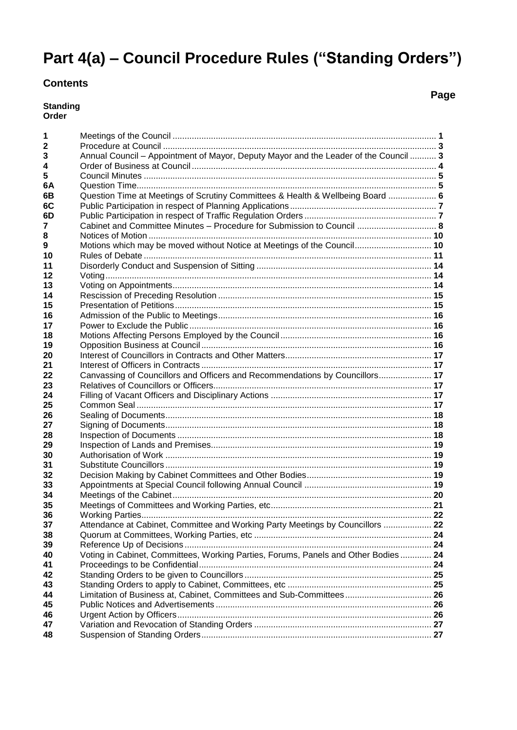# Part 4(a) – Council Procedure Rules ("Standing Orders")

## Contents

| Standing Order | | Page |
|---|---|---|
| 1 | Meetings of the Council | **1** |
| 2 | Procedure at Council | **3** |
| 3 | Annual Council – Appointment of Mayor, Deputy Mayor and the Leader of the Council | **3** |
| 4 | Order of Business at Council | **4** |
| 5 | Council Minutes | **5** |
| 6A | Question Time | **5** |
| 6B | Question Time at Meetings of Scrutiny Committees & Health & Wellbeing Board | **6** |
| 6C | Public Participation in respect of Planning Applications | **7** |
| 6D | Public Participation in respect of Traffic Regulation Orders | **7** |
| 7 | Cabinet and Committee Minutes – Procedure for Submission to Council | **8** |
| 8 | Notices of Motion | **10** |
| 9 | Motions which may be moved without Notice at Meetings of the Council | **10** |
| 10 | Rules of Debate | **11** |
| 11 | Disorderly Conduct and Suspension of Sitting | **14** |
| 12 | Voting | **14** |
| 13 | Voting on Appointments | **14** |
| 14 | Rescission of Preceding Resolution | **15** |
| 15 | Presentation of Petitions | **15** |
| 16 | Admission of the Public to Meetings | **16** |
| 17 | Power to Exclude the Public | **16** |
| 18 | Motions Affecting Persons Employed by the Council | **16** |
| 19 | Opposition Business at Council | **16** |
| 20 | Interest of Councillors in Contracts and Other Matters | **17** |
| 21 | Interest of Officers in Contracts | **17** |
| 22 | Canvassing of Councillors and Officers and Recommendations by Councillors | **17** |
| 23 | Relatives of Councillors or Officers | **17** |
| 24 | Filling of Vacant Officers and Disciplinary Actions | **17** |
| 25 | Common Seal | **17** |
| 26 | Sealing of Documents | **18** |
| 27 | Signing of Documents | **18** |
| 28 | Inspection of Documents | **18** |
| 29 | Inspection of Lands and Premises | **19** |
| 30 | Authorisation of Work | **19** |
| 31 | Substitute Councillors | **19** |
| 32 | Decision Making by Cabinet Committees and Other Bodies | **19** |
| 33 | Appointments at Special Council following Annual Council | **19** |
| 34 | Meetings of the Cabinet | **20** |
| 35 | Meetings of Committees and Working Parties, etc | **21** |
| 36 | Working Parties | **22** |
| 37 | Attendance at Cabinet, Committee and Working Party Meetings by Councillors | **22** |
| 38 | Quorum at Committees, Working Parties, etc | **24** |
| 39 | Reference Up of Decisions | **24** |
| 40 | Voting in Cabinet, Committees, Working Parties, Forums, Panels and Other Bodies | **24** |
| 41 | Proceedings to be Confidential | **24** |
| 42 | Standing Orders to be given to Councillors | **25** |
| 43 | Standing Orders to apply to Cabinet, Committees, etc | **25** |
| 44 | Limitation of Business at, Cabinet, Committees and Sub-Committees | **26** |
| 45 | Public Notices and Advertisements | **26** |
| 46 | Urgent Action by Officers | **26** |
| 47 | Variation and Revocation of Standing Orders | **27** |
| 48 | Suspension of Standing Orders | **27** |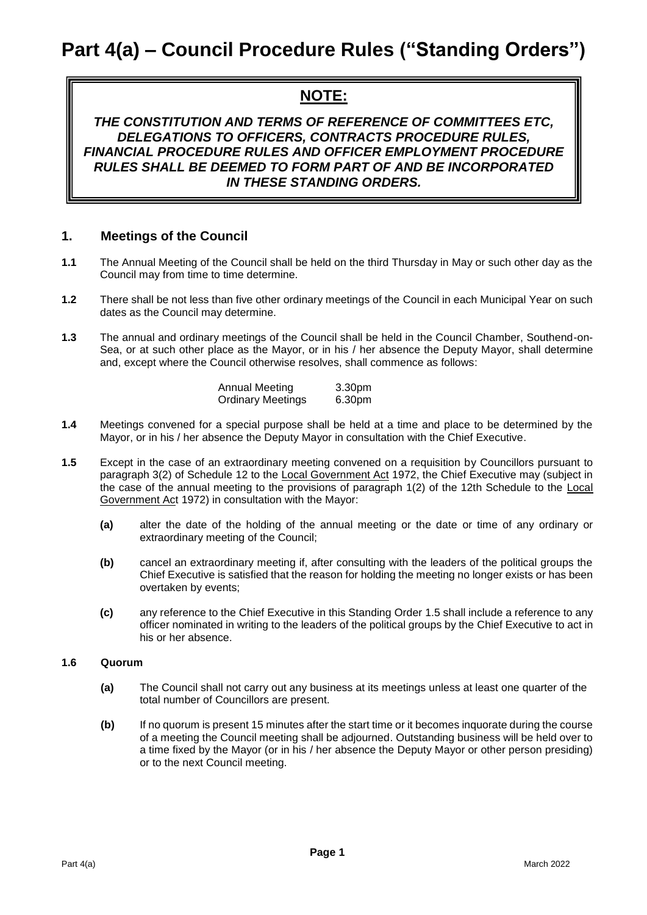# Part 4(a) – Council Procedure Rules ("Standing Orders")

## NOTE:

***THE CONSTITUTION AND TERMS OF REFERENCE OF COMMITTEES ETC, DELEGATIONS TO OFFICERS, CONTRACTS PROCEDURE RULES, FINANCIAL PROCEDURE RULES AND OFFICER EMPLOYMENT PROCEDURE RULES SHALL BE DEEMED TO FORM PART OF AND BE INCORPORATED IN THESE STANDING ORDERS.***

## 1. Meetings of the Council

**1.1** The Annual Meeting of the Council shall be held on the third Thursday in May or such other day as the Council may from time to time determine.

**1.2** There shall be not less than five other ordinary meetings of the Council in each Municipal Year on such dates as the Council may determine.

**1.3** The annual and ordinary meetings of the Council shall be held in the Council Chamber, Southend-on-Sea, or at such other place as the Mayor, or in his / her absence the Deputy Mayor, shall determine and, except where the Council otherwise resolves, shall commence as follows:

| | |
|---|---|
| Annual Meeting | 3.30pm |
| Ordinary Meetings | 6.30pm |

**1.4** Meetings convened for a special purpose shall be held at a time and place to be determined by the Mayor, or in his / her absence the Deputy Mayor in consultation with the Chief Executive.

**1.5** Except in the case of an extraordinary meeting convened on a requisition by Councillors pursuant to paragraph 3(2) of Schedule 12 to the Local Government Act 1972, the Chief Executive may (subject in the case of the annual meeting to the provisions of paragraph 1(2) of the 12th Schedule to the Local Government Act 1972) in consultation with the Mayor:

- **(a)** alter the date of the holding of the annual meeting or the date or time of any ordinary or extraordinary meeting of the Council;
- **(b)** cancel an extraordinary meeting if, after consulting with the leaders of the political groups the Chief Executive is satisfied that the reason for holding the meeting no longer exists or has been overtaken by events;
- **(c)** any reference to the Chief Executive in this Standing Order 1.5 shall include a reference to any officer nominated in writing to the leaders of the political groups by the Chief Executive to act in his or her absence.

### 1.6 Quorum

- **(a)** The Council shall not carry out any business at its meetings unless at least one quarter of the total number of Councillors are present.
- **(b)** If no quorum is present 15 minutes after the start time or it becomes inquorate during the course of a meeting the Council meeting shall be adjourned. Outstanding business will be held over to a time fixed by the Mayor (or in his / her absence the Deputy Mayor or other person presiding) or to the next Council meeting.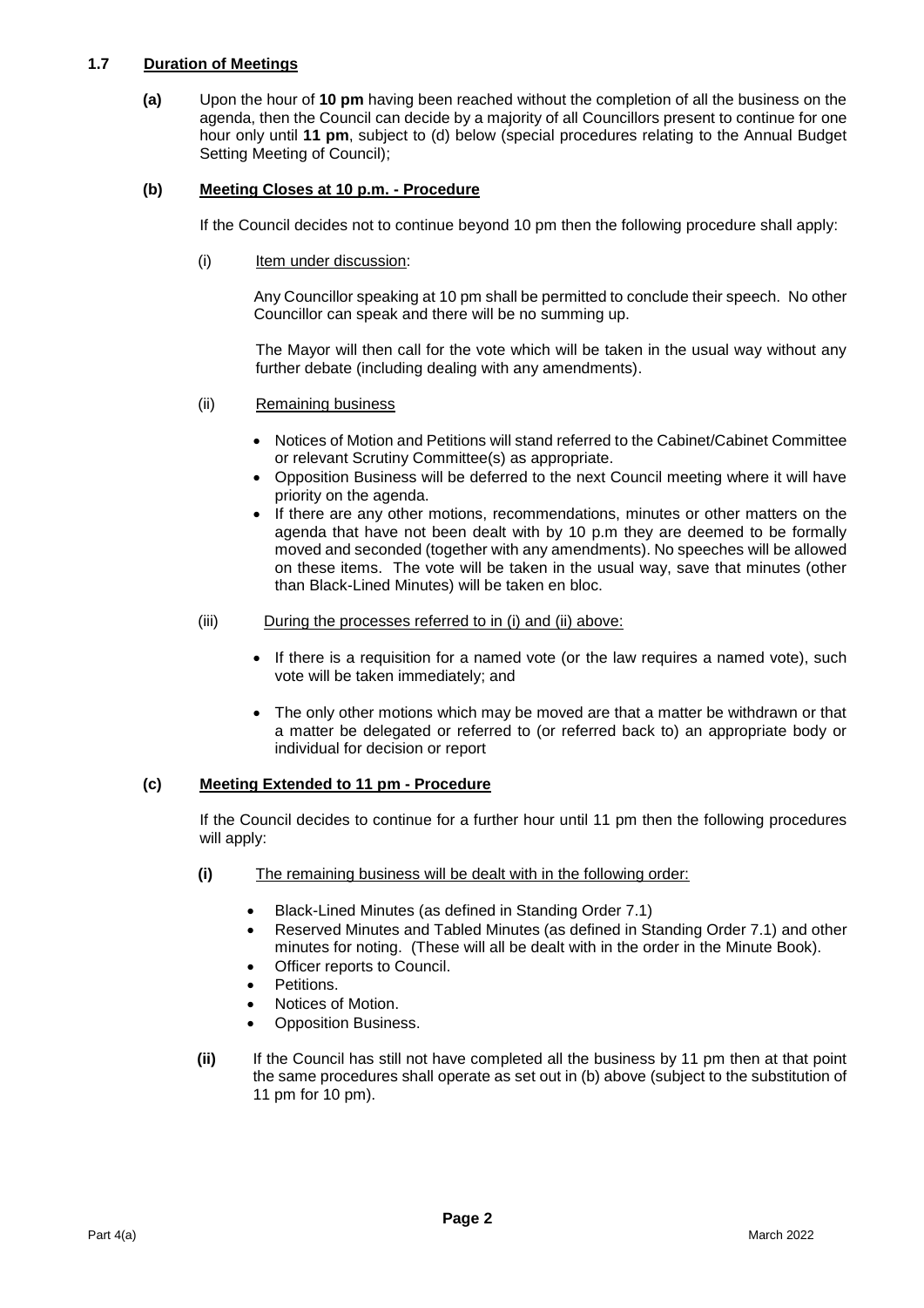## 1.7 Duration of Meetings

**(a)** Upon the hour of **10 pm** having been reached without the completion of all the business on the agenda, then the Council can decide by a majority of all Councillors present to continue for one hour only until **11 pm**, subject to (d) below (special procedures relating to the Annual Budget Setting Meeting of Council);

### (b) Meeting Closes at 10 p.m. - Procedure

If the Council decides not to continue beyond 10 pm then the following procedure shall apply:

(i) Item under discussion:

Any Councillor speaking at 10 pm shall be permitted to conclude their speech. No other Councillor can speak and there will be no summing up.

The Mayor will then call for the vote which will be taken in the usual way without any further debate (including dealing with any amendments).

(ii) Remaining business

- Notices of Motion and Petitions will stand referred to the Cabinet/Cabinet Committee or relevant Scrutiny Committee(s) as appropriate.
- Opposition Business will be deferred to the next Council meeting where it will have priority on the agenda.
- If there are any other motions, recommendations, minutes or other matters on the agenda that have not been dealt with by 10 p.m they are deemed to be formally moved and seconded (together with any amendments). No speeches will be allowed on these items. The vote will be taken in the usual way, save that minutes (other than Black-Lined Minutes) will be taken en bloc.

(iii) During the processes referred to in (i) and (ii) above:

- If there is a requisition for a named vote (or the law requires a named vote), such vote will be taken immediately; and
- The only other motions which may be moved are that a matter be withdrawn or that a matter be delegated or referred to (or referred back to) an appropriate body or individual for decision or report

### (c) Meeting Extended to 11 pm - Procedure

If the Council decides to continue for a further hour until 11 pm then the following procedures will apply:

**(i)** The remaining business will be dealt with in the following order:

- Black-Lined Minutes (as defined in Standing Order 7.1)
- Reserved Minutes and Tabled Minutes (as defined in Standing Order 7.1) and other minutes for noting. (These will all be dealt with in the order in the Minute Book).
- Officer reports to Council.
- Petitions.
- Notices of Motion.
- Opposition Business.

**(ii)** If the Council has still not have completed all the business by 11 pm then at that point the same procedures shall operate as set out in (b) above (subject to the substitution of 11 pm for 10 pm).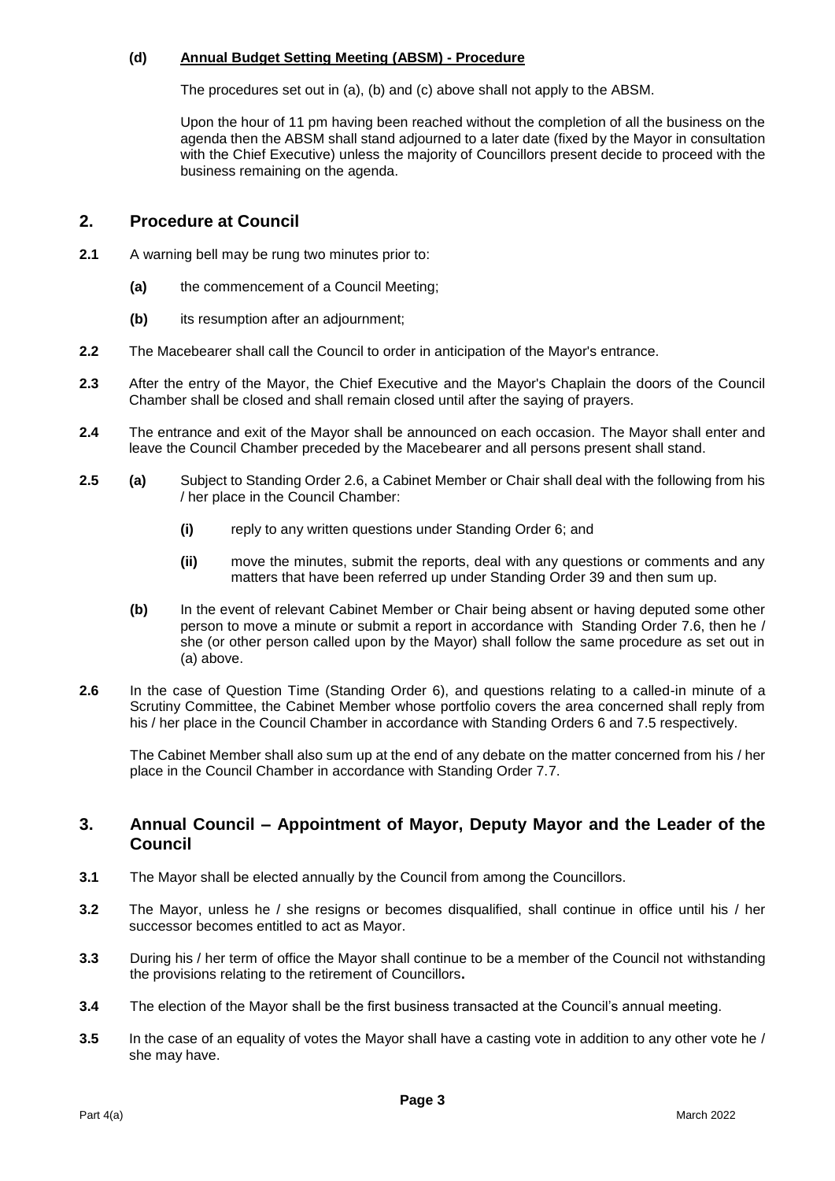**(d) Annual Budget Setting Meeting (ABSM) - Procedure**

The procedures set out in (a), (b) and (c) above shall not apply to the ABSM.

Upon the hour of 11 pm having been reached without the completion of all the business on the agenda then the ABSM shall stand adjourned to a later date (fixed by the Mayor in consultation with the Chief Executive) unless the majority of Councillors present decide to proceed with the business remaining on the agenda.

## 2. Procedure at Council

**2.1** A warning bell may be rung two minutes prior to:

- **(a)** the commencement of a Council Meeting;
- **(b)** its resumption after an adjournment;

**2.2** The Macebearer shall call the Council to order in anticipation of the Mayor's entrance.

**2.3** After the entry of the Mayor, the Chief Executive and the Mayor's Chaplain the doors of the Council Chamber shall be closed and shall remain closed until after the saying of prayers.

**2.4** The entrance and exit of the Mayor shall be announced on each occasion. The Mayor shall enter and leave the Council Chamber preceded by the Macebearer and all persons present shall stand.

**2.5** **(a)** Subject to Standing Order 2.6, a Cabinet Member or Chair shall deal with the following from his / her place in the Council Chamber:

- **(i)** reply to any written questions under Standing Order 6; and
- **(ii)** move the minutes, submit the reports, deal with any questions or comments and any matters that have been referred up under Standing Order 39 and then sum up.

**(b)** In the event of relevant Cabinet Member or Chair being absent or having deputed some other person to move a minute or submit a report in accordance with Standing Order 7.6, then he / she (or other person called upon by the Mayor) shall follow the same procedure as set out in (a) above.

**2.6** In the case of Question Time (Standing Order 6), and questions relating to a called-in minute of a Scrutiny Committee, the Cabinet Member whose portfolio covers the area concerned shall reply from his / her place in the Council Chamber in accordance with Standing Orders 6 and 7.5 respectively.

The Cabinet Member shall also sum up at the end of any debate on the matter concerned from his / her place in the Council Chamber in accordance with Standing Order 7.7.

## 3. Annual Council – Appointment of Mayor, Deputy Mayor and the Leader of the Council

**3.1** The Mayor shall be elected annually by the Council from among the Councillors.

**3.2** The Mayor, unless he / she resigns or becomes disqualified, shall continue in office until his / her successor becomes entitled to act as Mayor.

**3.3** During his / her term of office the Mayor shall continue to be a member of the Council not withstanding the provisions relating to the retirement of Councillors**.**

**3.4** The election of the Mayor shall be the first business transacted at the Council's annual meeting.

**3.5** In the case of an equality of votes the Mayor shall have a casting vote in addition to any other vote he / she may have.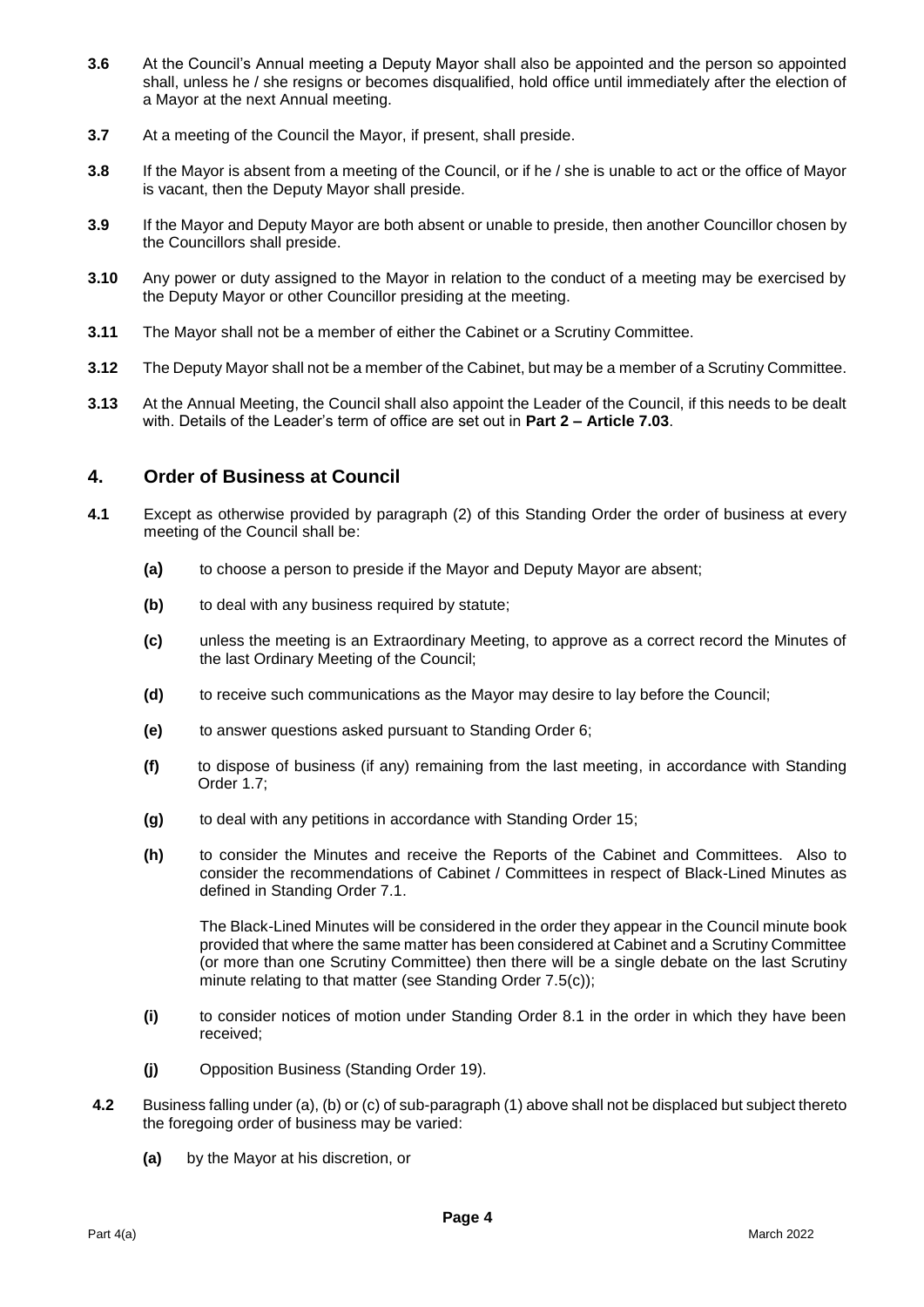**3.6** At the Council's Annual meeting a Deputy Mayor shall also be appointed and the person so appointed shall, unless he / she resigns or becomes disqualified, hold office until immediately after the election of a Mayor at the next Annual meeting.

**3.7** At a meeting of the Council the Mayor, if present, shall preside.

**3.8** If the Mayor is absent from a meeting of the Council, or if he / she is unable to act or the office of Mayor is vacant, then the Deputy Mayor shall preside.

**3.9** If the Mayor and Deputy Mayor are both absent or unable to preside, then another Councillor chosen by the Councillors shall preside.

**3.10** Any power or duty assigned to the Mayor in relation to the conduct of a meeting may be exercised by the Deputy Mayor or other Councillor presiding at the meeting.

**3.11** The Mayor shall not be a member of either the Cabinet or a Scrutiny Committee.

**3.12** The Deputy Mayor shall not be a member of the Cabinet, but may be a member of a Scrutiny Committee.

**3.13** At the Annual Meeting, the Council shall also appoint the Leader of the Council, if this needs to be dealt with. Details of the Leader's term of office are set out in **Part 2 – Article 7.03**.

## 4. Order of Business at Council

**4.1** Except as otherwise provided by paragraph (2) of this Standing Order the order of business at every meeting of the Council shall be:

- **(a)** to choose a person to preside if the Mayor and Deputy Mayor are absent;
- **(b)** to deal with any business required by statute;
- **(c)** unless the meeting is an Extraordinary Meeting, to approve as a correct record the Minutes of the last Ordinary Meeting of the Council;
- **(d)** to receive such communications as the Mayor may desire to lay before the Council;
- **(e)** to answer questions asked pursuant to Standing Order 6;
- **(f)** to dispose of business (if any) remaining from the last meeting, in accordance with Standing Order 1.7;
- **(g)** to deal with any petitions in accordance with Standing Order 15;
- **(h)** to consider the Minutes and receive the Reports of the Cabinet and Committees. Also to consider the recommendations of Cabinet / Committees in respect of Black-Lined Minutes as defined in Standing Order 7.1.

  The Black-Lined Minutes will be considered in the order they appear in the Council minute book provided that where the same matter has been considered at Cabinet and a Scrutiny Committee (or more than one Scrutiny Committee) then there will be a single debate on the last Scrutiny minute relating to that matter (see Standing Order 7.5(c));
- **(i)** to consider notices of motion under Standing Order 8.1 in the order in which they have been received;
- **(j)** Opposition Business (Standing Order 19).

**4.2** Business falling under (a), (b) or (c) of sub-paragraph (1) above shall not be displaced but subject thereto the foregoing order of business may be varied:

- **(a)** by the Mayor at his discretion, or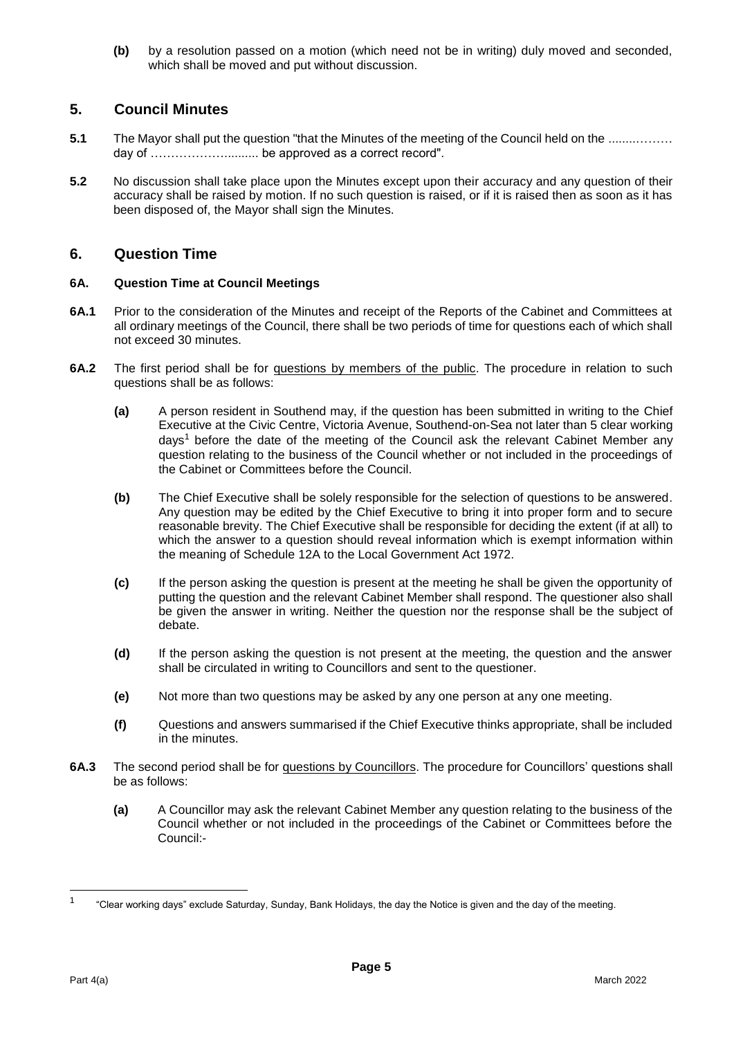**(b)** by a resolution passed on a motion (which need not be in writing) duly moved and seconded, which shall be moved and put without discussion.

## 5. Council Minutes

**5.1** The Mayor shall put the question "that the Minutes of the meeting of the Council held on the ........……… day of …………………......... be approved as a correct record".

**5.2** No discussion shall take place upon the Minutes except upon their accuracy and any question of their accuracy shall be raised by motion. If no such question is raised, or if it is raised then as soon as it has been disposed of, the Mayor shall sign the Minutes.

## 6. Question Time

### 6A. Question Time at Council Meetings

**6A.1** Prior to the consideration of the Minutes and receipt of the Reports of the Cabinet and Committees at all ordinary meetings of the Council, there shall be two periods of time for questions each of which shall not exceed 30 minutes.

**6A.2** The first period shall be for questions by members of the public. The procedure in relation to such questions shall be as follows:

**(a)** A person resident in Southend may, if the question has been submitted in writing to the Chief Executive at the Civic Centre, Victoria Avenue, Southend-on-Sea not later than 5 clear working days[1] before the date of the meeting of the Council ask the relevant Cabinet Member any question relating to the business of the Council whether or not included in the proceedings of the Cabinet or Committees before the Council.

**(b)** The Chief Executive shall be solely responsible for the selection of questions to be answered. Any question may be edited by the Chief Executive to bring it into proper form and to secure reasonable brevity. The Chief Executive shall be responsible for deciding the extent (if at all) to which the answer to a question should reveal information which is exempt information within the meaning of Schedule 12A to the Local Government Act 1972.

**(c)** If the person asking the question is present at the meeting he shall be given the opportunity of putting the question and the relevant Cabinet Member shall respond. The questioner also shall be given the answer in writing. Neither the question nor the response shall be the subject of debate.

**(d)** If the person asking the question is not present at the meeting, the question and the answer shall be circulated in writing to Councillors and sent to the questioner.

**(e)** Not more than two questions may be asked by any one person at any one meeting.

**(f)** Questions and answers summarised if the Chief Executive thinks appropriate, shall be included in the minutes.

**6A.3** The second period shall be for questions by Councillors. The procedure for Councillors' questions shall be as follows:

**(a)** A Councillor may ask the relevant Cabinet Member any question relating to the business of the Council whether or not included in the proceedings of the Cabinet or Committees before the Council:-

---

[1] "Clear working days" exclude Saturday, Sunday, Bank Holidays, the day the Notice is given and the day of the meeting.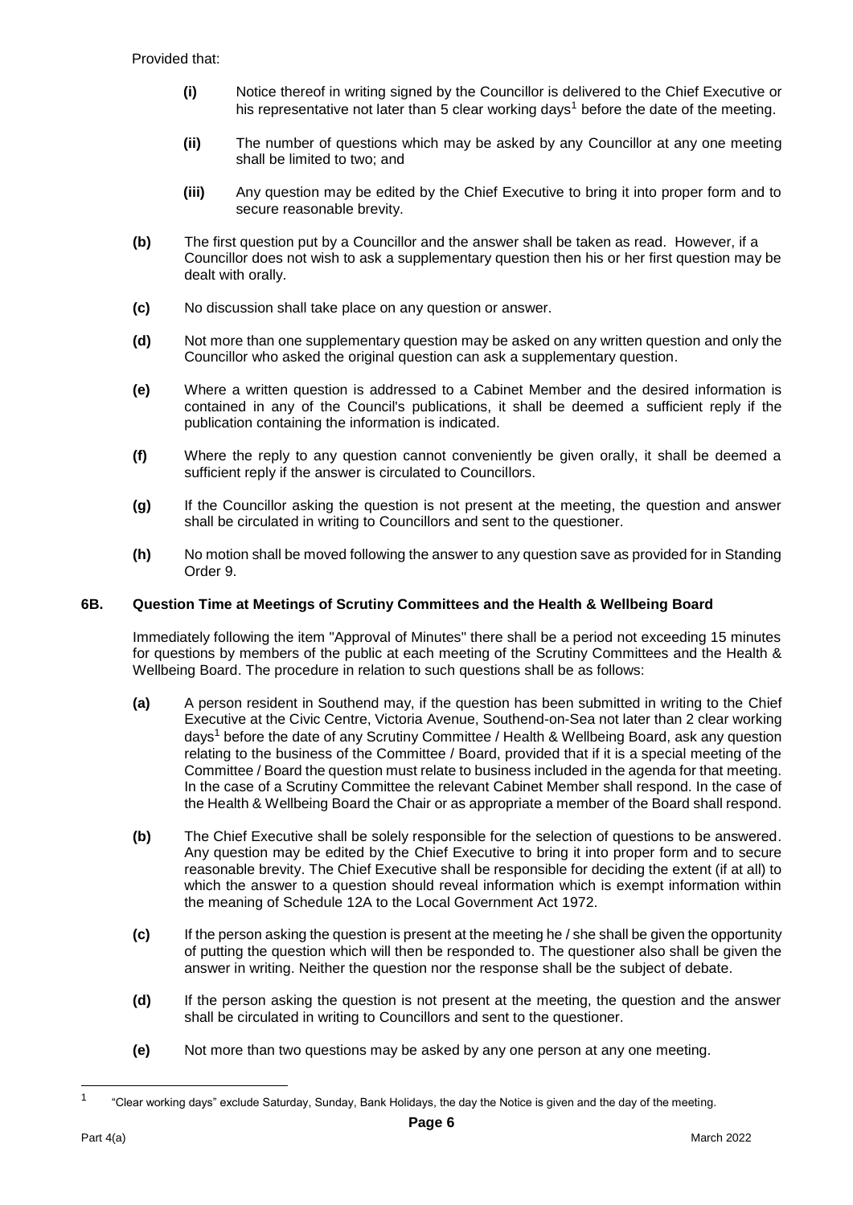Provided that:

- **(i)** Notice thereof in writing signed by the Councillor is delivered to the Chief Executive or his representative not later than 5 clear working days[1] before the date of the meeting.
- **(ii)** The number of questions which may be asked by any Councillor at any one meeting shall be limited to two; and
- **(iii)** Any question may be edited by the Chief Executive to bring it into proper form and to secure reasonable brevity.

**(b)** The first question put by a Councillor and the answer shall be taken as read. However, if a Councillor does not wish to ask a supplementary question then his or her first question may be dealt with orally.

**(c)** No discussion shall take place on any question or answer.

**(d)** Not more than one supplementary question may be asked on any written question and only the Councillor who asked the original question can ask a supplementary question.

**(e)** Where a written question is addressed to a Cabinet Member and the desired information is contained in any of the Council's publications, it shall be deemed a sufficient reply if the publication containing the information is indicated.

**(f)** Where the reply to any question cannot conveniently be given orally, it shall be deemed a sufficient reply if the answer is circulated to Councillors.

**(g)** If the Councillor asking the question is not present at the meeting, the question and answer shall be circulated in writing to Councillors and sent to the questioner.

**(h)** No motion shall be moved following the answer to any question save as provided for in Standing Order 9.

### 6B. Question Time at Meetings of Scrutiny Committees and the Health & Wellbeing Board

Immediately following the item "Approval of Minutes" there shall be a period not exceeding 15 minutes for questions by members of the public at each meeting of the Scrutiny Committees and the Health & Wellbeing Board. The procedure in relation to such questions shall be as follows:

**(a)** A person resident in Southend may, if the question has been submitted in writing to the Chief Executive at the Civic Centre, Victoria Avenue, Southend-on-Sea not later than 2 clear working days[1] before the date of any Scrutiny Committee / Health & Wellbeing Board, ask any question relating to the business of the Committee / Board, provided that if it is a special meeting of the Committee / Board the question must relate to business included in the agenda for that meeting. In the case of a Scrutiny Committee the relevant Cabinet Member shall respond. In the case of the Health & Wellbeing Board the Chair or as appropriate a member of the Board shall respond.

**(b)** The Chief Executive shall be solely responsible for the selection of questions to be answered. Any question may be edited by the Chief Executive to bring it into proper form and to secure reasonable brevity. The Chief Executive shall be responsible for deciding the extent (if at all) to which the answer to a question should reveal information which is exempt information within the meaning of Schedule 12A to the Local Government Act 1972.

**(c)** If the person asking the question is present at the meeting he / she shall be given the opportunity of putting the question which will then be responded to. The questioner also shall be given the answer in writing. Neither the question nor the response shall be the subject of debate.

**(d)** If the person asking the question is not present at the meeting, the question and the answer shall be circulated in writing to Councillors and sent to the questioner.

**(e)** Not more than two questions may be asked by any one person at any one meeting.

---

[1] "Clear working days" exclude Saturday, Sunday, Bank Holidays, the day the Notice is given and the day of the meeting.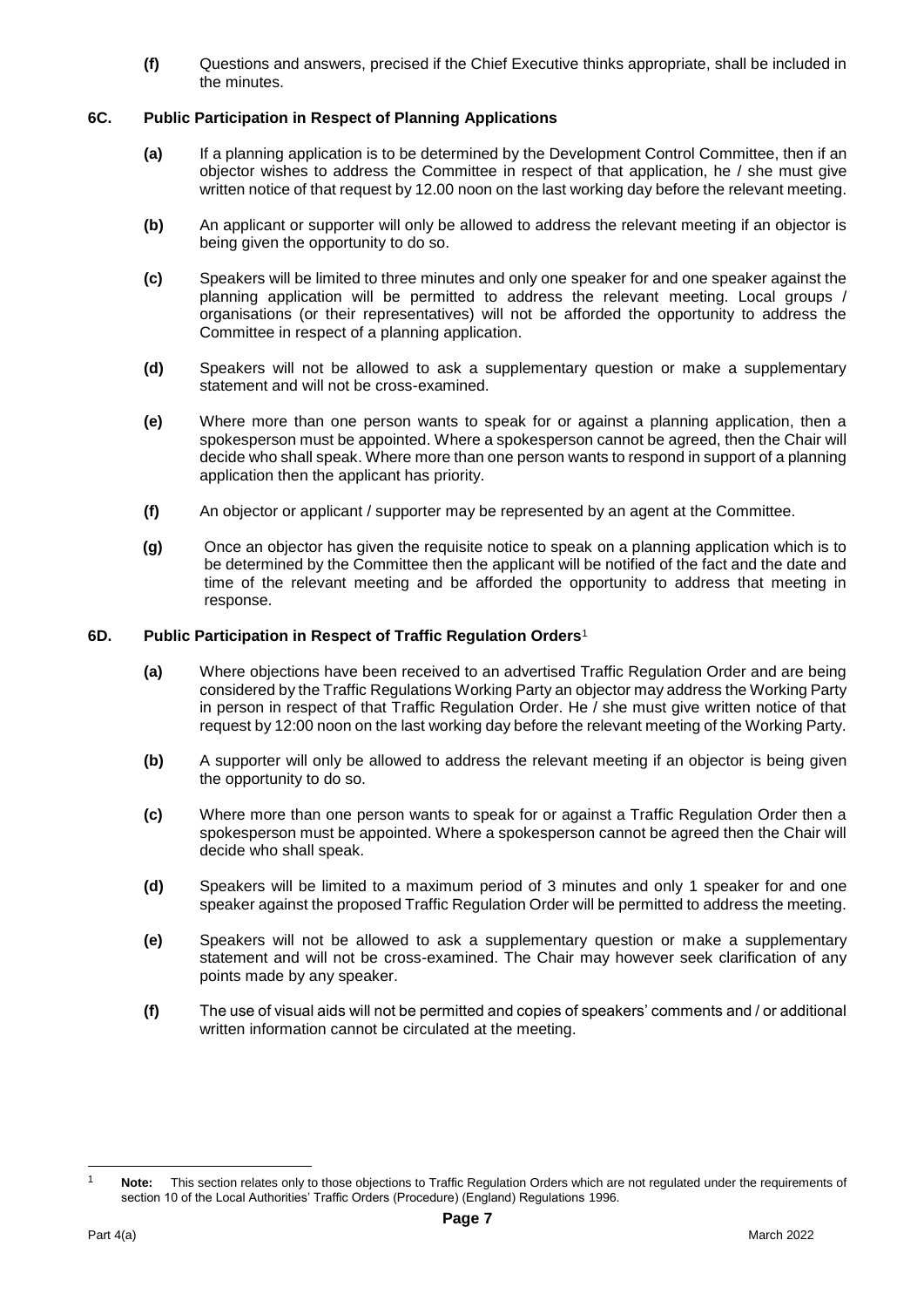**(f)** Questions and answers, precised if the Chief Executive thinks appropriate, shall be included in the minutes.

### 6C. Public Participation in Respect of Planning Applications

**(a)** If a planning application is to be determined by the Development Control Committee, then if an objector wishes to address the Committee in respect of that application, he / she must give written notice of that request by 12.00 noon on the last working day before the relevant meeting.

**(b)** An applicant or supporter will only be allowed to address the relevant meeting if an objector is being given the opportunity to do so.

**(c)** Speakers will be limited to three minutes and only one speaker for and one speaker against the planning application will be permitted to address the relevant meeting. Local groups / organisations (or their representatives) will not be afforded the opportunity to address the Committee in respect of a planning application.

**(d)** Speakers will not be allowed to ask a supplementary question or make a supplementary statement and will not be cross-examined.

**(e)** Where more than one person wants to speak for or against a planning application, then a spokesperson must be appointed. Where a spokesperson cannot be agreed, then the Chair will decide who shall speak. Where more than one person wants to respond in support of a planning application then the applicant has priority.

**(f)** An objector or applicant / supporter may be represented by an agent at the Committee.

**(g)** Once an objector has given the requisite notice to speak on a planning application which is to be determined by the Committee then the applicant will be notified of the fact and the date and time of the relevant meeting and be afforded the opportunity to address that meeting in response.

### 6D. Public Participation in Respect of Traffic Regulation Orders[1]

**(a)** Where objections have been received to an advertised Traffic Regulation Order and are being considered by the Traffic Regulations Working Party an objector may address the Working Party in person in respect of that Traffic Regulation Order. He / she must give written notice of that request by 12:00 noon on the last working day before the relevant meeting of the Working Party.

**(b)** A supporter will only be allowed to address the relevant meeting if an objector is being given the opportunity to do so.

**(c)** Where more than one person wants to speak for or against a Traffic Regulation Order then a spokesperson must be appointed. Where a spokesperson cannot be agreed then the Chair will decide who shall speak.

**(d)** Speakers will be limited to a maximum period of 3 minutes and only 1 speaker for and one speaker against the proposed Traffic Regulation Order will be permitted to address the meeting.

**(e)** Speakers will not be allowed to ask a supplementary question or make a supplementary statement and will not be cross-examined. The Chair may however seek clarification of any points made by any speaker.

**(f)** The use of visual aids will not be permitted and copies of speakers' comments and / or additional written information cannot be circulated at the meeting.

---

[1] **Note:** This section relates only to those objections to Traffic Regulation Orders which are not regulated under the requirements of section 10 of the Local Authorities' Traffic Orders (Procedure) (England) Regulations 1996.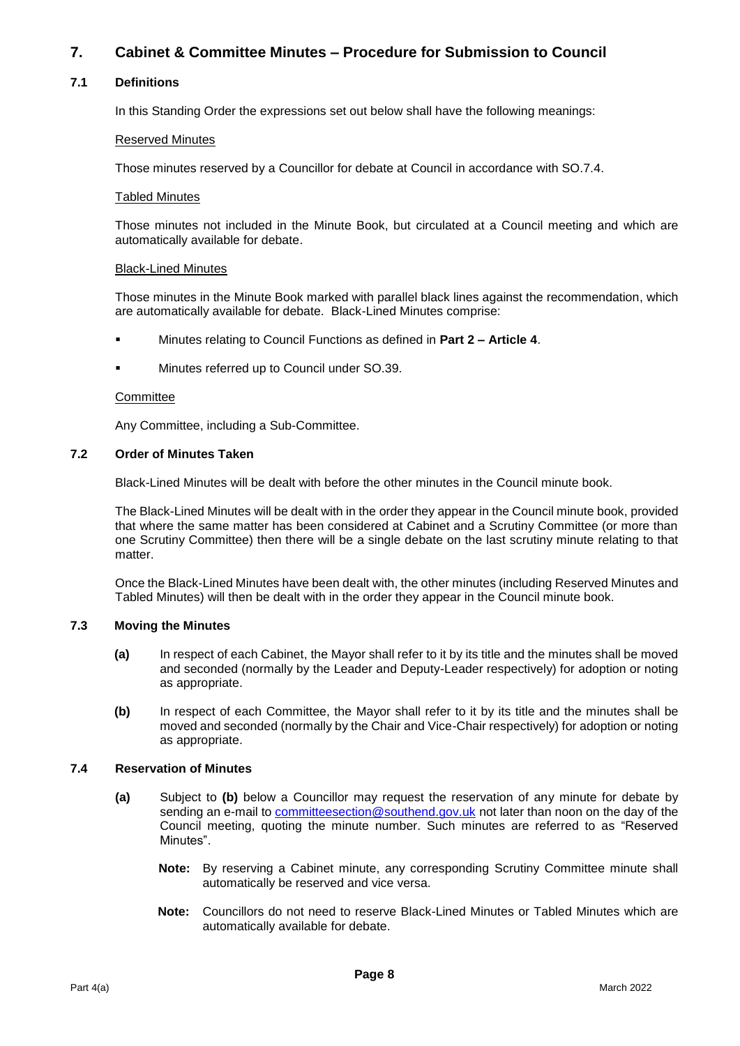## 7. Cabinet & Committee Minutes – Procedure for Submission to Council

### 7.1 Definitions

In this Standing Order the expressions set out below shall have the following meanings:

Reserved Minutes

Those minutes reserved by a Councillor for debate at Council in accordance with SO.7.4.

Tabled Minutes

Those minutes not included in the Minute Book, but circulated at a Council meeting and which are automatically available for debate.

Black-Lined Minutes

Those minutes in the Minute Book marked with parallel black lines against the recommendation, which are automatically available for debate. Black-Lined Minutes comprise:

- Minutes relating to Council Functions as defined in **Part 2 – Article 4**.
- Minutes referred up to Council under SO.39.

Committee

Any Committee, including a Sub-Committee.

### 7.2 Order of Minutes Taken

Black-Lined Minutes will be dealt with before the other minutes in the Council minute book.

The Black-Lined Minutes will be dealt with in the order they appear in the Council minute book, provided that where the same matter has been considered at Cabinet and a Scrutiny Committee (or more than one Scrutiny Committee) then there will be a single debate on the last scrutiny minute relating to that matter.

Once the Black-Lined Minutes have been dealt with, the other minutes (including Reserved Minutes and Tabled Minutes) will then be dealt with in the order they appear in the Council minute book.

### 7.3 Moving the Minutes

**(a)** In respect of each Cabinet, the Mayor shall refer to it by its title and the minutes shall be moved and seconded (normally by the Leader and Deputy-Leader respectively) for adoption or noting as appropriate.

**(b)** In respect of each Committee, the Mayor shall refer to it by its title and the minutes shall be moved and seconded (normally by the Chair and Vice-Chair respectively) for adoption or noting as appropriate.

### 7.4 Reservation of Minutes

**(a)** Subject to **(b)** below a Councillor may request the reservation of any minute for debate by sending an e-mail to committeesection@southend.gov.uk not later than noon on the day of the Council meeting, quoting the minute number. Such minutes are referred to as "Reserved Minutes".

**Note:** By reserving a Cabinet minute, any corresponding Scrutiny Committee minute shall automatically be reserved and vice versa.

**Note:** Councillors do not need to reserve Black-Lined Minutes or Tabled Minutes which are automatically available for debate.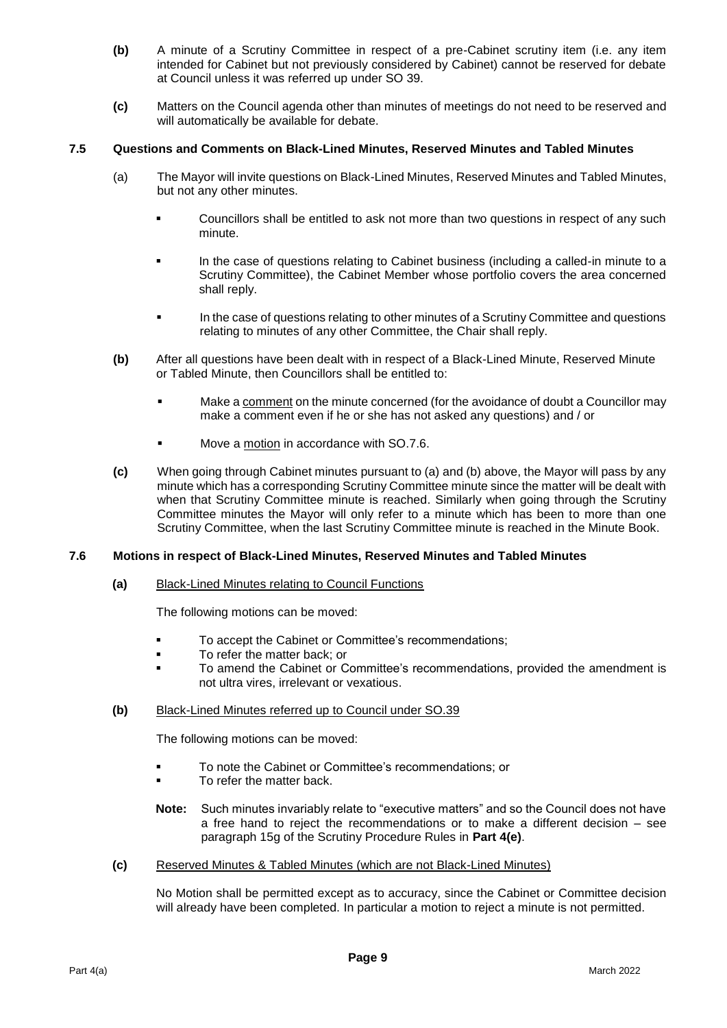**(b)** A minute of a Scrutiny Committee in respect of a pre-Cabinet scrutiny item (i.e. any item intended for Cabinet but not previously considered by Cabinet) cannot be reserved for debate at Council unless it was referred up under SO 39.

**(c)** Matters on the Council agenda other than minutes of meetings do not need to be reserved and will automatically be available for debate.

### 7.5 Questions and Comments on Black-Lined Minutes, Reserved Minutes and Tabled Minutes

(a) The Mayor will invite questions on Black-Lined Minutes, Reserved Minutes and Tabled Minutes, but not any other minutes.

- Councillors shall be entitled to ask not more than two questions in respect of any such minute.
- In the case of questions relating to Cabinet business (including a called-in minute to a Scrutiny Committee), the Cabinet Member whose portfolio covers the area concerned shall reply.
- In the case of questions relating to other minutes of a Scrutiny Committee and questions relating to minutes of any other Committee, the Chair shall reply.

**(b)** After all questions have been dealt with in respect of a Black-Lined Minute, Reserved Minute or Tabled Minute, then Councillors shall be entitled to:

- Make a comment on the minute concerned (for the avoidance of doubt a Councillor may make a comment even if he or she has not asked any questions) and / or
- Move a motion in accordance with SO.7.6.

**(c)** When going through Cabinet minutes pursuant to (a) and (b) above, the Mayor will pass by any minute which has a corresponding Scrutiny Committee minute since the matter will be dealt with when that Scrutiny Committee minute is reached. Similarly when going through the Scrutiny Committee minutes the Mayor will only refer to a minute which has been to more than one Scrutiny Committee, when the last Scrutiny Committee minute is reached in the Minute Book.

### 7.6 Motions in respect of Black-Lined Minutes, Reserved Minutes and Tabled Minutes

**(a)** Black-Lined Minutes relating to Council Functions

The following motions can be moved:

- To accept the Cabinet or Committee's recommendations;
- To refer the matter back; or
- To amend the Cabinet or Committee's recommendations, provided the amendment is not ultra vires, irrelevant or vexatious.

**(b)** Black-Lined Minutes referred up to Council under SO.39

The following motions can be moved:

- To note the Cabinet or Committee's recommendations; or
- To refer the matter back.

**Note:** Such minutes invariably relate to "executive matters" and so the Council does not have a free hand to reject the recommendations or to make a different decision – see paragraph 15g of the Scrutiny Procedure Rules in **Part 4(e)**.

**(c)** Reserved Minutes & Tabled Minutes (which are not Black-Lined Minutes)

No Motion shall be permitted except as to accuracy, since the Cabinet or Committee decision will already have been completed. In particular a motion to reject a minute is not permitted.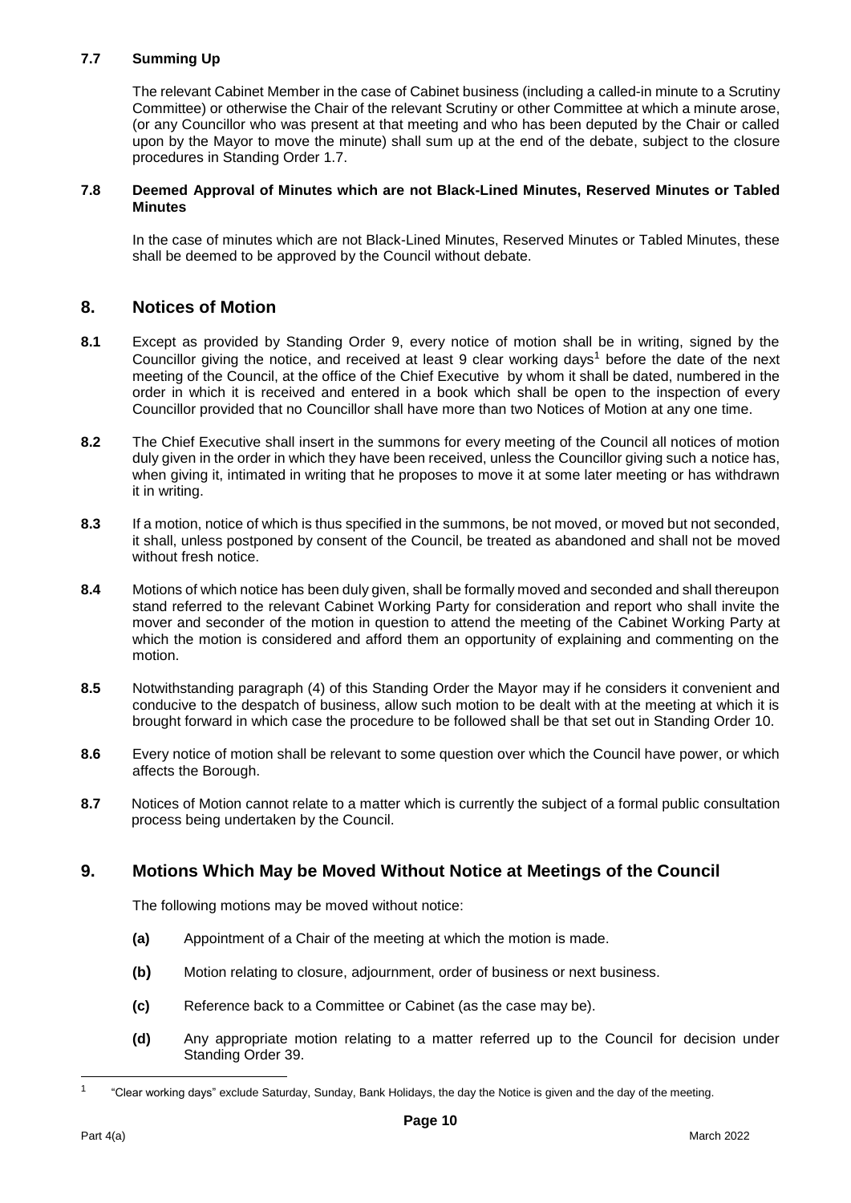### 7.7 Summing Up

The relevant Cabinet Member in the case of Cabinet business (including a called-in minute to a Scrutiny Committee) or otherwise the Chair of the relevant Scrutiny or other Committee at which a minute arose, (or any Councillor who was present at that meeting and who has been deputed by the Chair or called upon by the Mayor to move the minute) shall sum up at the end of the debate, subject to the closure procedures in Standing Order 1.7.

### 7.8 Deemed Approval of Minutes which are not Black-Lined Minutes, Reserved Minutes or Tabled Minutes

In the case of minutes which are not Black-Lined Minutes, Reserved Minutes or Tabled Minutes, these shall be deemed to be approved by the Council without debate.

## 8. Notices of Motion

**8.1** Except as provided by Standing Order 9, every notice of motion shall be in writing, signed by the Councillor giving the notice, and received at least 9 clear working days[1] before the date of the next meeting of the Council, at the office of the Chief Executive by whom it shall be dated, numbered in the order in which it is received and entered in a book which shall be open to the inspection of every Councillor provided that no Councillor shall have more than two Notices of Motion at any one time.

**8.2** The Chief Executive shall insert in the summons for every meeting of the Council all notices of motion duly given in the order in which they have been received, unless the Councillor giving such a notice has, when giving it, intimated in writing that he proposes to move it at some later meeting or has withdrawn it in writing.

**8.3** If a motion, notice of which is thus specified in the summons, be not moved, or moved but not seconded, it shall, unless postponed by consent of the Council, be treated as abandoned and shall not be moved without fresh notice.

**8.4** Motions of which notice has been duly given, shall be formally moved and seconded and shall thereupon stand referred to the relevant Cabinet Working Party for consideration and report who shall invite the mover and seconder of the motion in question to attend the meeting of the Cabinet Working Party at which the motion is considered and afford them an opportunity of explaining and commenting on the motion.

**8.5** Notwithstanding paragraph (4) of this Standing Order the Mayor may if he considers it convenient and conducive to the despatch of business, allow such motion to be dealt with at the meeting at which it is brought forward in which case the procedure to be followed shall be that set out in Standing Order 10.

**8.6** Every notice of motion shall be relevant to some question over which the Council have power, or which affects the Borough.

**8.7** Notices of Motion cannot relate to a matter which is currently the subject of a formal public consultation process being undertaken by the Council.

## 9. Motions Which May be Moved Without Notice at Meetings of the Council

The following motions may be moved without notice:

- **(a)** Appointment of a Chair of the meeting at which the motion is made.
- **(b)** Motion relating to closure, adjournment, order of business or next business.
- **(c)** Reference back to a Committee or Cabinet (as the case may be).
- **(d)** Any appropriate motion relating to a matter referred up to the Council for decision under Standing Order 39.

---

[1] "Clear working days" exclude Saturday, Sunday, Bank Holidays, the day the Notice is given and the day of the meeting.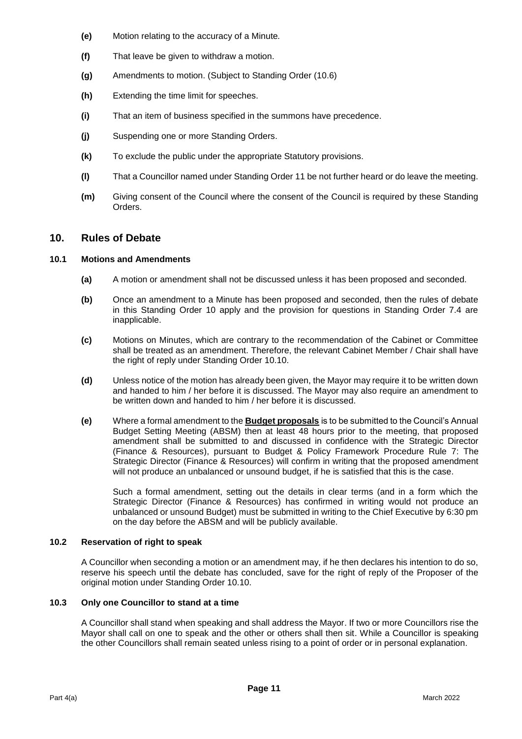**(e)** Motion relating to the accuracy of a Minute*.*

**(f)** That leave be given to withdraw a motion.

**(g)** Amendments to motion. (Subject to Standing Order (10.6)

**(h)** Extending the time limit for speeches.

**(i)** That an item of business specified in the summons have precedence.

**(j)** Suspending one or more Standing Orders.

**(k)** To exclude the public under the appropriate Statutory provisions.

**(l)** That a Councillor named under Standing Order 11 be not further heard or do leave the meeting.

**(m)** Giving consent of the Council where the consent of the Council is required by these Standing Orders.

## 10. Rules of Debate

### 10.1 Motions and Amendments

**(a)** A motion or amendment shall not be discussed unless it has been proposed and seconded.

**(b)** Once an amendment to a Minute has been proposed and seconded, then the rules of debate in this Standing Order 10 apply and the provision for questions in Standing Order 7.4 are inapplicable.

**(c)** Motions on Minutes, which are contrary to the recommendation of the Cabinet or Committee shall be treated as an amendment. Therefore, the relevant Cabinet Member / Chair shall have the right of reply under Standing Order 10.10.

**(d)** Unless notice of the motion has already been given, the Mayor may require it to be written down and handed to him / her before it is discussed. The Mayor may also require an amendment to be written down and handed to him / her before it is discussed.

**(e)** Where a formal amendment to the **Budget proposals** is to be submitted to the Council's Annual Budget Setting Meeting (ABSM) then at least 48 hours prior to the meeting, that proposed amendment shall be submitted to and discussed in confidence with the Strategic Director (Finance & Resources), pursuant to Budget & Policy Framework Procedure Rule 7: The Strategic Director (Finance & Resources) will confirm in writing that the proposed amendment will not produce an unbalanced or unsound budget, if he is satisfied that this is the case.

Such a formal amendment, setting out the details in clear terms (and in a form which the Strategic Director (Finance & Resources) has confirmed in writing would not produce an unbalanced or unsound Budget) must be submitted in writing to the Chief Executive by 6:30 pm on the day before the ABSM and will be publicly available.

### 10.2 Reservation of right to speak

A Councillor when seconding a motion or an amendment may, if he then declares his intention to do so, reserve his speech until the debate has concluded, save for the right of reply of the Proposer of the original motion under Standing Order 10.10.

### 10.3 Only one Councillor to stand at a time

A Councillor shall stand when speaking and shall address the Mayor. If two or more Councillors rise the Mayor shall call on one to speak and the other or others shall then sit. While a Councillor is speaking the other Councillors shall remain seated unless rising to a point of order or in personal explanation.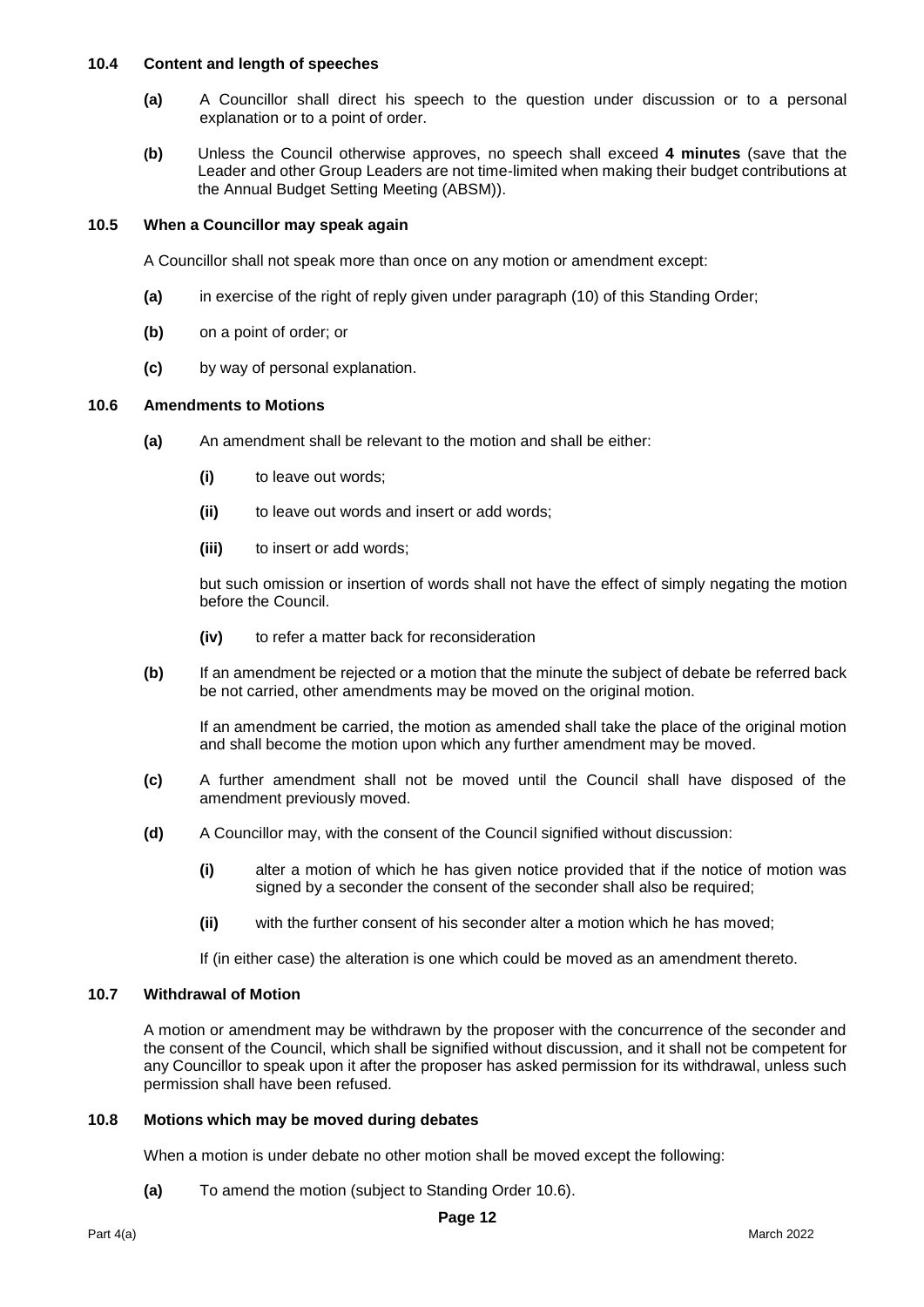### 10.4 Content and length of speeches

**(a)** A Councillor shall direct his speech to the question under discussion or to a personal explanation or to a point of order.

**(b)** Unless the Council otherwise approves, no speech shall exceed **4 minutes** (save that the Leader and other Group Leaders are not time-limited when making their budget contributions at the Annual Budget Setting Meeting (ABSM)).

### 10.5 When a Councillor may speak again

A Councillor shall not speak more than once on any motion or amendment except:

**(a)** in exercise of the right of reply given under paragraph (10) of this Standing Order;

**(b)** on a point of order; or

**(c)** by way of personal explanation.

### 10.6 Amendments to Motions

**(a)** An amendment shall be relevant to the motion and shall be either:

**(i)** to leave out words;

**(ii)** to leave out words and insert or add words;

**(iii)** to insert or add words;

but such omission or insertion of words shall not have the effect of simply negating the motion before the Council.

**(iv)** to refer a matter back for reconsideration

**(b)** If an amendment be rejected or a motion that the minute the subject of debate be referred back be not carried, other amendments may be moved on the original motion.

If an amendment be carried, the motion as amended shall take the place of the original motion and shall become the motion upon which any further amendment may be moved.

**(c)** A further amendment shall not be moved until the Council shall have disposed of the amendment previously moved.

**(d)** A Councillor may, with the consent of the Council signified without discussion:

**(i)** alter a motion of which he has given notice provided that if the notice of motion was signed by a seconder the consent of the seconder shall also be required;

**(ii)** with the further consent of his seconder alter a motion which he has moved;

If (in either case) the alteration is one which could be moved as an amendment thereto.

### 10.7 Withdrawal of Motion

A motion or amendment may be withdrawn by the proposer with the concurrence of the seconder and the consent of the Council, which shall be signified without discussion, and it shall not be competent for any Councillor to speak upon it after the proposer has asked permission for its withdrawal, unless such permission shall have been refused.

### 10.8 Motions which may be moved during debates

When a motion is under debate no other motion shall be moved except the following:

**(a)** To amend the motion (subject to Standing Order 10.6).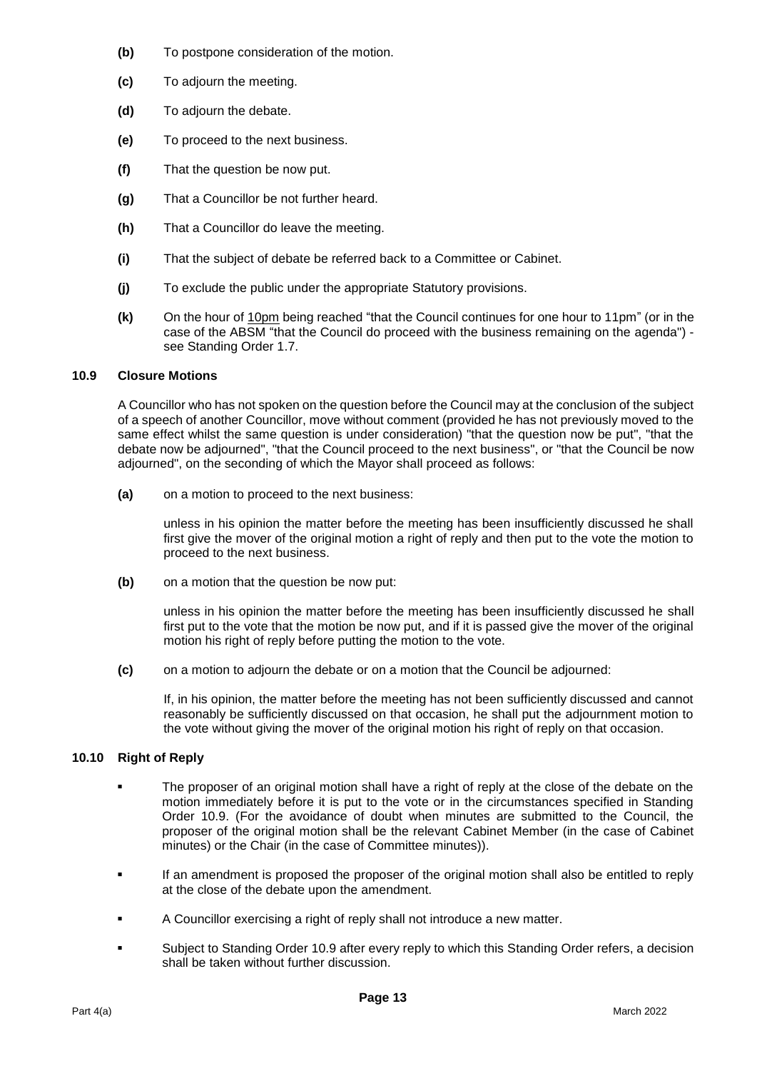- **(b)** To postpone consideration of the motion.
- **(c)** To adjourn the meeting.
- **(d)** To adjourn the debate.
- **(e)** To proceed to the next business.
- **(f)** That the question be now put.
- **(g)** That a Councillor be not further heard.
- **(h)** That a Councillor do leave the meeting.
- **(i)** That the subject of debate be referred back to a Committee or Cabinet.
- **(j)** To exclude the public under the appropriate Statutory provisions.
- **(k)** On the hour of 10pm being reached "that the Council continues for one hour to 11pm" (or in the case of the ABSM "that the Council do proceed with the business remaining on the agenda") - see Standing Order 1.7.

### 10.9 Closure Motions

A Councillor who has not spoken on the question before the Council may at the conclusion of the subject of a speech of another Councillor, move without comment (provided he has not previously moved to the same effect whilst the same question is under consideration) "that the question now be put", "that the debate now be adjourned", "that the Council proceed to the next business", or "that the Council be now adjourned", on the seconding of which the Mayor shall proceed as follows:

**(a)** on a motion to proceed to the next business:

unless in his opinion the matter before the meeting has been insufficiently discussed he shall first give the mover of the original motion a right of reply and then put to the vote the motion to proceed to the next business.

**(b)** on a motion that the question be now put:

unless in his opinion the matter before the meeting has been insufficiently discussed he shall first put to the vote that the motion be now put, and if it is passed give the mover of the original motion his right of reply before putting the motion to the vote.

**(c)** on a motion to adjourn the debate or on a motion that the Council be adjourned:

If, in his opinion, the matter before the meeting has not been sufficiently discussed and cannot reasonably be sufficiently discussed on that occasion, he shall put the adjournment motion to the vote without giving the mover of the original motion his right of reply on that occasion.

### 10.10 Right of Reply

- The proposer of an original motion shall have a right of reply at the close of the debate on the motion immediately before it is put to the vote or in the circumstances specified in Standing Order 10.9. (For the avoidance of doubt when minutes are submitted to the Council, the proposer of the original motion shall be the relevant Cabinet Member (in the case of Cabinet minutes) or the Chair (in the case of Committee minutes)).
- If an amendment is proposed the proposer of the original motion shall also be entitled to reply at the close of the debate upon the amendment.
- A Councillor exercising a right of reply shall not introduce a new matter.
- Subject to Standing Order 10.9 after every reply to which this Standing Order refers, a decision shall be taken without further discussion.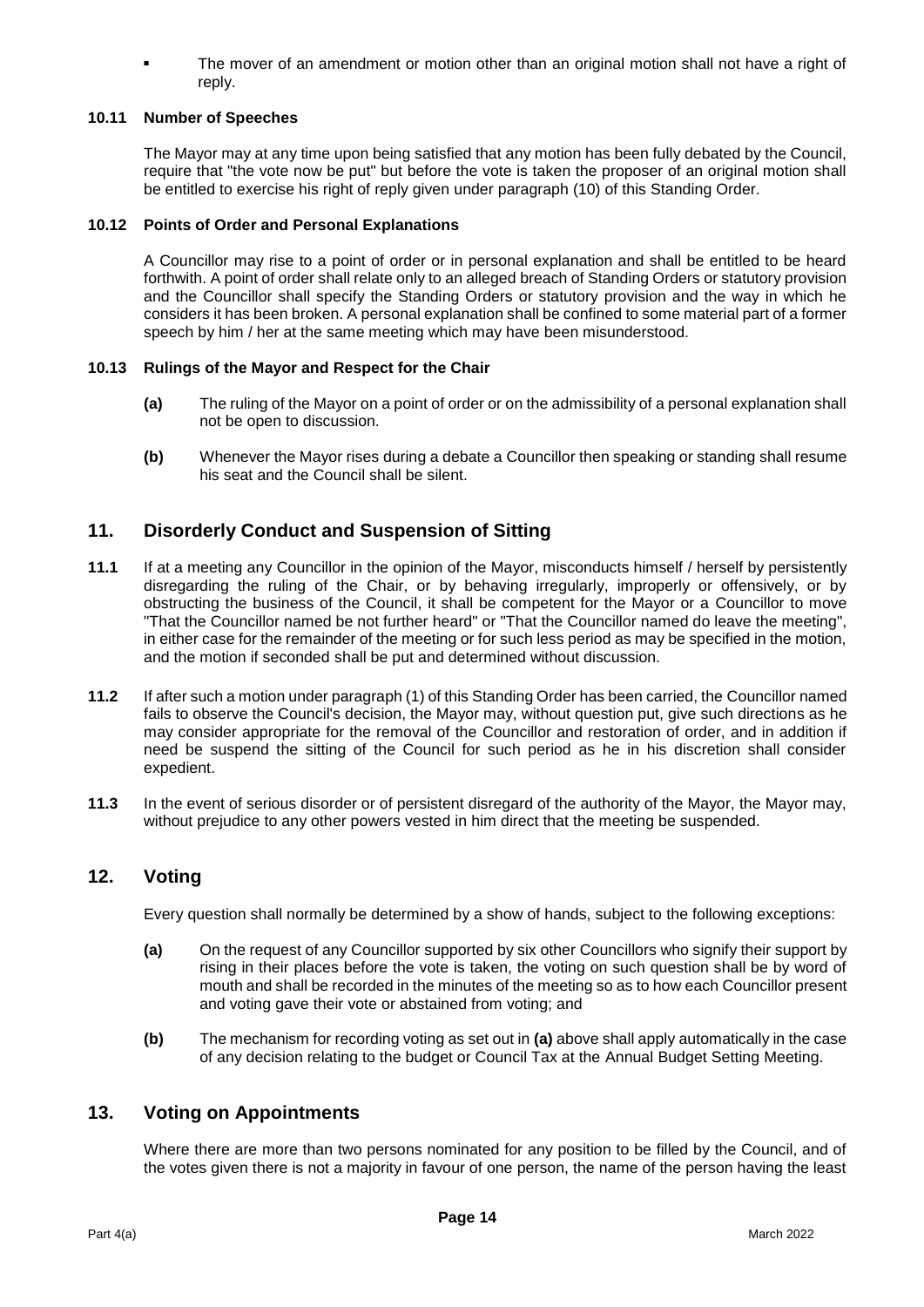- The mover of an amendment or motion other than an original motion shall not have a right of reply.

#### 10.11 Number of Speeches

The Mayor may at any time upon being satisfied that any motion has been fully debated by the Council, require that "the vote now be put" but before the vote is taken the proposer of an original motion shall be entitled to exercise his right of reply given under paragraph (10) of this Standing Order.

#### 10.12 Points of Order and Personal Explanations

A Councillor may rise to a point of order or in personal explanation and shall be entitled to be heard forthwith. A point of order shall relate only to an alleged breach of Standing Orders or statutory provision and the Councillor shall specify the Standing Orders or statutory provision and the way in which he considers it has been broken. A personal explanation shall be confined to some material part of a former speech by him / her at the same meeting which may have been misunderstood.

#### 10.13 Rulings of the Mayor and Respect for the Chair

**(a)** The ruling of the Mayor on a point of order or on the admissibility of a personal explanation shall not be open to discussion.

**(b)** Whenever the Mayor rises during a debate a Councillor then speaking or standing shall resume his seat and the Council shall be silent.

## 11. Disorderly Conduct and Suspension of Sitting

**11.1** If at a meeting any Councillor in the opinion of the Mayor, misconducts himself / herself by persistently disregarding the ruling of the Chair, or by behaving irregularly, improperly or offensively, or by obstructing the business of the Council, it shall be competent for the Mayor or a Councillor to move "That the Councillor named be not further heard" or "That the Councillor named do leave the meeting", in either case for the remainder of the meeting or for such less period as may be specified in the motion, and the motion if seconded shall be put and determined without discussion.

**11.2** If after such a motion under paragraph (1) of this Standing Order has been carried, the Councillor named fails to observe the Council's decision, the Mayor may, without question put, give such directions as he may consider appropriate for the removal of the Councillor and restoration of order, and in addition if need be suspend the sitting of the Council for such period as he in his discretion shall consider expedient.

**11.3** In the event of serious disorder or of persistent disregard of the authority of the Mayor, the Mayor may, without prejudice to any other powers vested in him direct that the meeting be suspended.

## 12. Voting

Every question shall normally be determined by a show of hands, subject to the following exceptions:

**(a)** On the request of any Councillor supported by six other Councillors who signify their support by rising in their places before the vote is taken, the voting on such question shall be by word of mouth and shall be recorded in the minutes of the meeting so as to how each Councillor present and voting gave their vote or abstained from voting; and

**(b)** The mechanism for recording voting as set out in **(a)** above shall apply automatically in the case of any decision relating to the budget or Council Tax at the Annual Budget Setting Meeting.

## 13. Voting on Appointments

Where there are more than two persons nominated for any position to be filled by the Council, and of the votes given there is not a majority in favour of one person, the name of the person having the least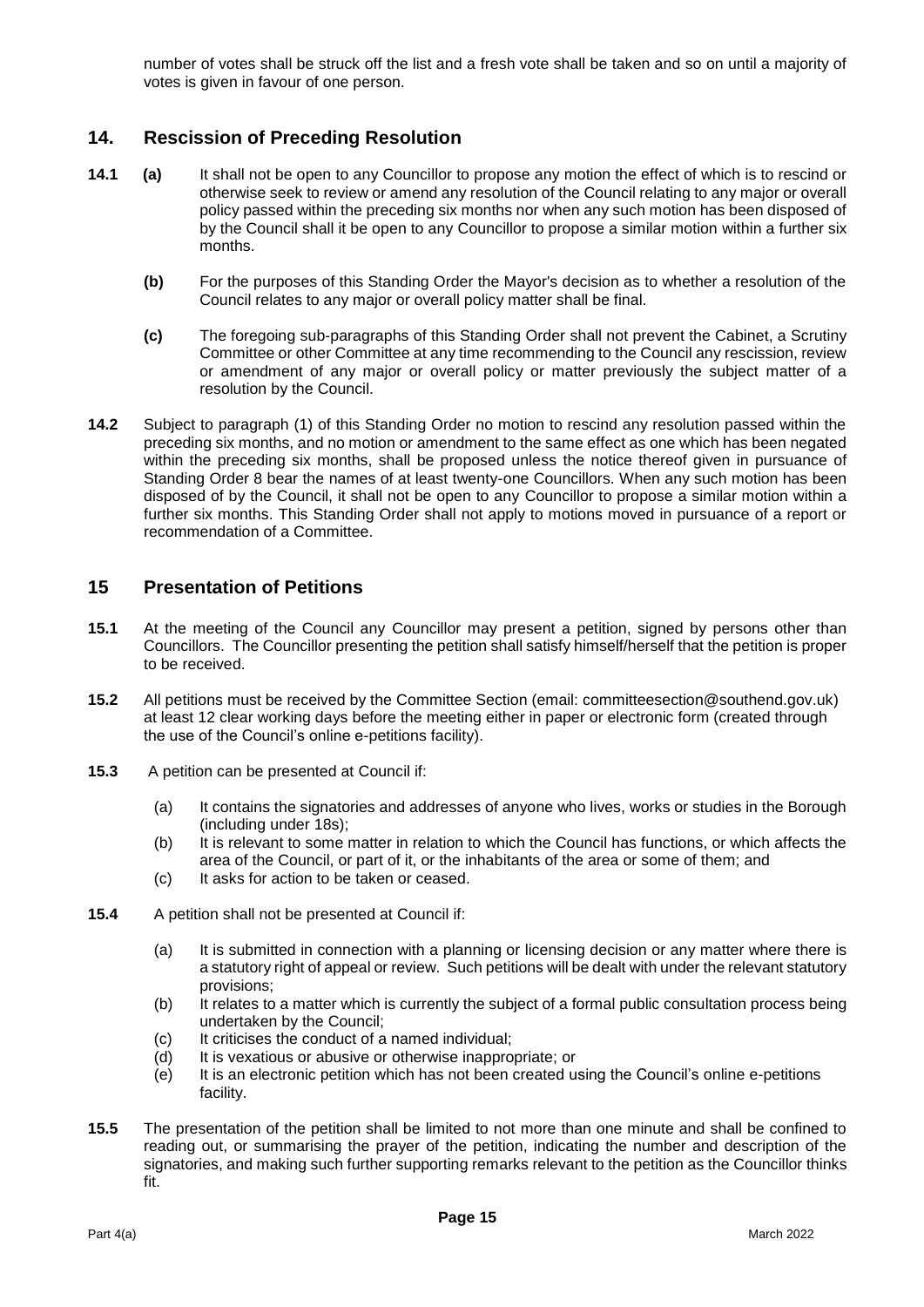number of votes shall be struck off the list and a fresh vote shall be taken and so on until a majority of votes is given in favour of one person.

## 14. Rescission of Preceding Resolution

**14.1** **(a)** It shall not be open to any Councillor to propose any motion the effect of which is to rescind or otherwise seek to review or amend any resolution of the Council relating to any major or overall policy passed within the preceding six months nor when any such motion has been disposed of by the Council shall it be open to any Councillor to propose a similar motion within a further six months.

**(b)** For the purposes of this Standing Order the Mayor's decision as to whether a resolution of the Council relates to any major or overall policy matter shall be final.

**(c)** The foregoing sub-paragraphs of this Standing Order shall not prevent the Cabinet, a Scrutiny Committee or other Committee at any time recommending to the Council any rescission, review or amendment of any major or overall policy or matter previously the subject matter of a resolution by the Council.

**14.2** Subject to paragraph (1) of this Standing Order no motion to rescind any resolution passed within the preceding six months, and no motion or amendment to the same effect as one which has been negated within the preceding six months, shall be proposed unless the notice thereof given in pursuance of Standing Order 8 bear the names of at least twenty-one Councillors. When any such motion has been disposed of by the Council, it shall not be open to any Councillor to propose a similar motion within a further six months. This Standing Order shall not apply to motions moved in pursuance of a report or recommendation of a Committee.

## 15 Presentation of Petitions

**15.1** At the meeting of the Council any Councillor may present a petition, signed by persons other than Councillors. The Councillor presenting the petition shall satisfy himself/herself that the petition is proper to be received.

**15.2** All petitions must be received by the Committee Section (email: committeesection@southend.gov.uk) at least 12 clear working days before the meeting either in paper or electronic form (created through the use of the Council's online e-petitions facility).

**15.3** A petition can be presented at Council if:

(a) It contains the signatories and addresses of anyone who lives, works or studies in the Borough (including under 18s);
(b) It is relevant to some matter in relation to which the Council has functions, or which affects the area of the Council, or part of it, or the inhabitants of the area or some of them; and
(c) It asks for action to be taken or ceased.

**15.4** A petition shall not be presented at Council if:

(a) It is submitted in connection with a planning or licensing decision or any matter where there is a statutory right of appeal or review. Such petitions will be dealt with under the relevant statutory provisions;
(b) It relates to a matter which is currently the subject of a formal public consultation process being undertaken by the Council;
(c) It criticises the conduct of a named individual;
(d) It is vexatious or abusive or otherwise inappropriate; or
(e) It is an electronic petition which has not been created using the Council's online e-petitions facility.

**15.5** The presentation of the petition shall be limited to not more than one minute and shall be confined to reading out, or summarising the prayer of the petition, indicating the number and description of the signatories, and making such further supporting remarks relevant to the petition as the Councillor thinks fit.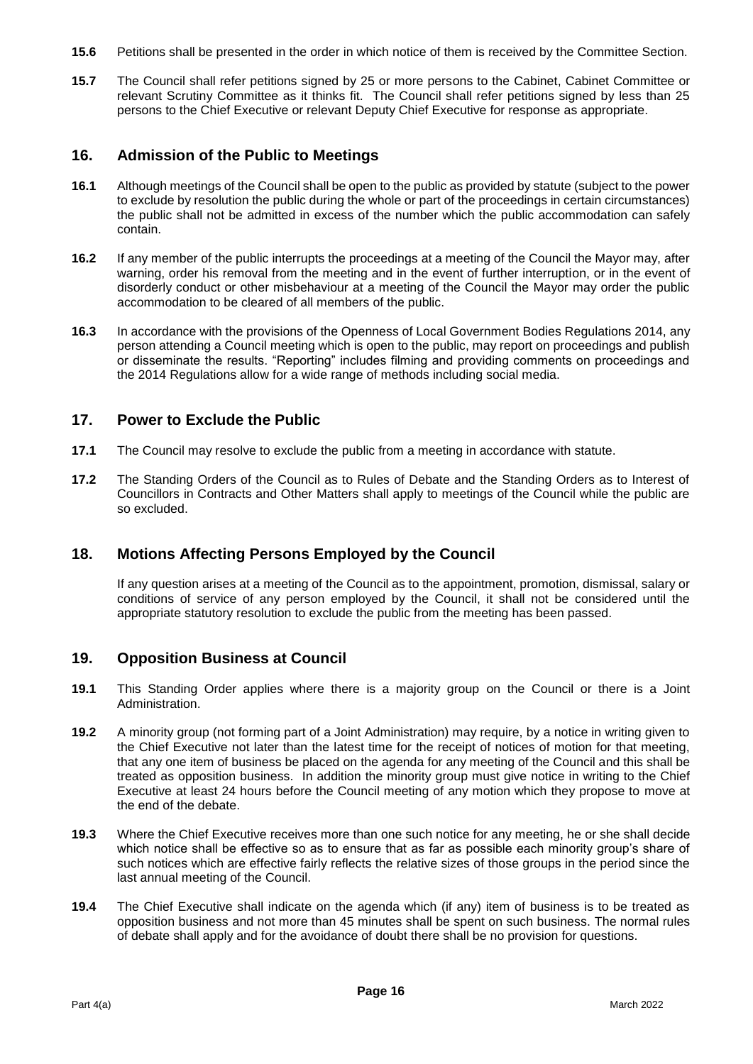**15.6** Petitions shall be presented in the order in which notice of them is received by the Committee Section.

**15.7** The Council shall refer petitions signed by 25 or more persons to the Cabinet, Cabinet Committee or relevant Scrutiny Committee as it thinks fit. The Council shall refer petitions signed by less than 25 persons to the Chief Executive or relevant Deputy Chief Executive for response as appropriate.

## 16. Admission of the Public to Meetings

**16.1** Although meetings of the Council shall be open to the public as provided by statute (subject to the power to exclude by resolution the public during the whole or part of the proceedings in certain circumstances) the public shall not be admitted in excess of the number which the public accommodation can safely contain.

**16.2** If any member of the public interrupts the proceedings at a meeting of the Council the Mayor may, after warning, order his removal from the meeting and in the event of further interruption, or in the event of disorderly conduct or other misbehaviour at a meeting of the Council the Mayor may order the public accommodation to be cleared of all members of the public.

**16.3** In accordance with the provisions of the Openness of Local Government Bodies Regulations 2014, any person attending a Council meeting which is open to the public, may report on proceedings and publish or disseminate the results. "Reporting" includes filming and providing comments on proceedings and the 2014 Regulations allow for a wide range of methods including social media.

## 17. Power to Exclude the Public

**17.1** The Council may resolve to exclude the public from a meeting in accordance with statute.

**17.2** The Standing Orders of the Council as to Rules of Debate and the Standing Orders as to Interest of Councillors in Contracts and Other Matters shall apply to meetings of the Council while the public are so excluded.

## 18. Motions Affecting Persons Employed by the Council

If any question arises at a meeting of the Council as to the appointment, promotion, dismissal, salary or conditions of service of any person employed by the Council, it shall not be considered until the appropriate statutory resolution to exclude the public from the meeting has been passed.

## 19. Opposition Business at Council

**19.1** This Standing Order applies where there is a majority group on the Council or there is a Joint Administration.

**19.2** A minority group (not forming part of a Joint Administration) may require, by a notice in writing given to the Chief Executive not later than the latest time for the receipt of notices of motion for that meeting, that any one item of business be placed on the agenda for any meeting of the Council and this shall be treated as opposition business. In addition the minority group must give notice in writing to the Chief Executive at least 24 hours before the Council meeting of any motion which they propose to move at the end of the debate.

**19.3** Where the Chief Executive receives more than one such notice for any meeting, he or she shall decide which notice shall be effective so as to ensure that as far as possible each minority group's share of such notices which are effective fairly reflects the relative sizes of those groups in the period since the last annual meeting of the Council.

**19.4** The Chief Executive shall indicate on the agenda which (if any) item of business is to be treated as opposition business and not more than 45 minutes shall be spent on such business. The normal rules of debate shall apply and for the avoidance of doubt there shall be no provision for questions.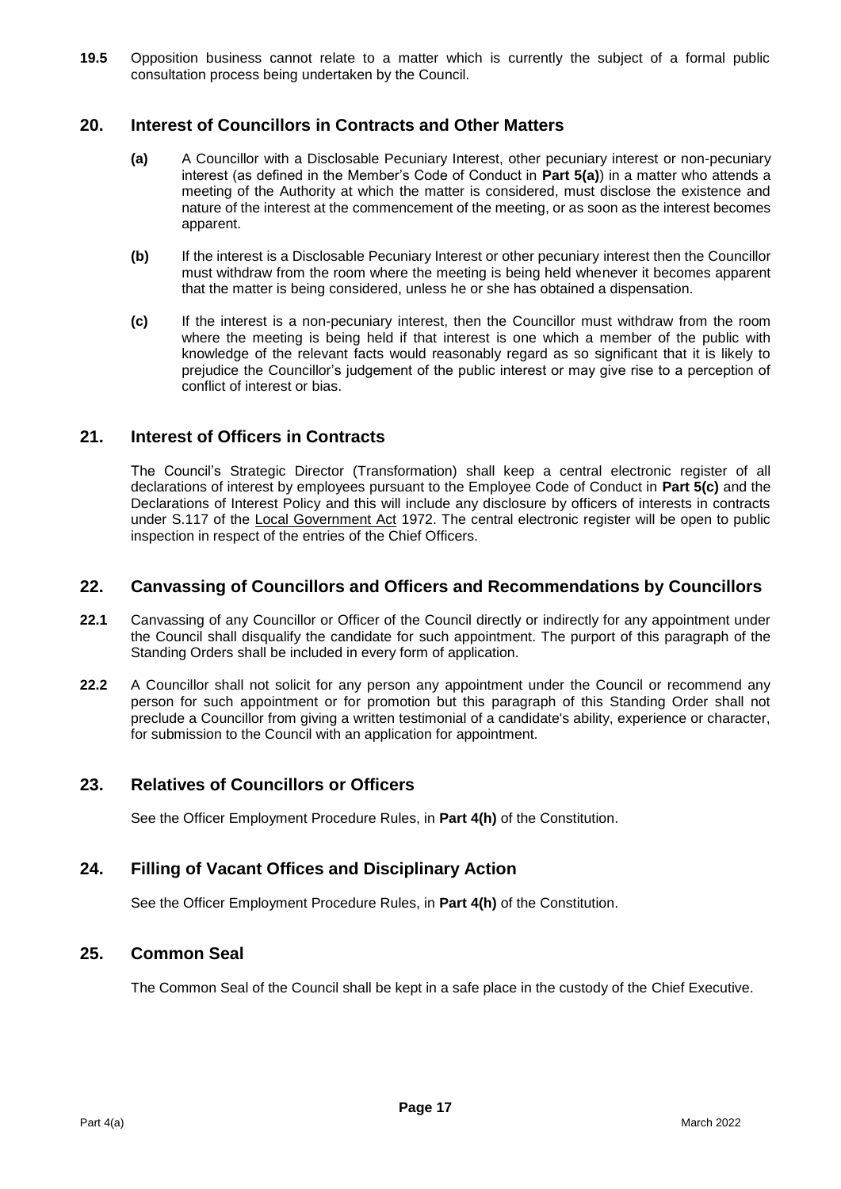**19.5** Opposition business cannot relate to a matter which is currently the subject of a formal public consultation process being undertaken by the Council.

## 20. Interest of Councillors in Contracts and Other Matters

**(a)** A Councillor with a Disclosable Pecuniary Interest, other pecuniary interest or non-pecuniary interest (as defined in the Member's Code of Conduct in **Part 5(a)**) in a matter who attends a meeting of the Authority at which the matter is considered, must disclose the existence and nature of the interest at the commencement of the meeting, or as soon as the interest becomes apparent.

**(b)** If the interest is a Disclosable Pecuniary Interest or other pecuniary interest then the Councillor must withdraw from the room where the meeting is being held whenever it becomes apparent that the matter is being considered, unless he or she has obtained a dispensation.

**(c)** If the interest is a non-pecuniary interest, then the Councillor must withdraw from the room where the meeting is being held if that interest is one which a member of the public with knowledge of the relevant facts would reasonably regard as so significant that it is likely to prejudice the Councillor's judgement of the public interest or may give rise to a perception of conflict of interest or bias.

## 21. Interest of Officers in Contracts

The Council's Strategic Director (Transformation) shall keep a central electronic register of all declarations of interest by employees pursuant to the Employee Code of Conduct in **Part 5(c)** and the Declarations of Interest Policy and this will include any disclosure by officers of interests in contracts under S.117 of the Local Government Act 1972. The central electronic register will be open to public inspection in respect of the entries of the Chief Officers.

## 22. Canvassing of Councillors and Officers and Recommendations by Councillors

**22.1** Canvassing of any Councillor or Officer of the Council directly or indirectly for any appointment under the Council shall disqualify the candidate for such appointment. The purport of this paragraph of the Standing Orders shall be included in every form of application.

**22.2** A Councillor shall not solicit for any person any appointment under the Council or recommend any person for such appointment or for promotion but this paragraph of this Standing Order shall not preclude a Councillor from giving a written testimonial of a candidate's ability, experience or character, for submission to the Council with an application for appointment.

## 23. Relatives of Councillors or Officers

See the Officer Employment Procedure Rules, in **Part 4(h)** of the Constitution.

## 24. Filling of Vacant Offices and Disciplinary Action

See the Officer Employment Procedure Rules, in **Part 4(h)** of the Constitution.

## 25. Common Seal

The Common Seal of the Council shall be kept in a safe place in the custody of the Chief Executive.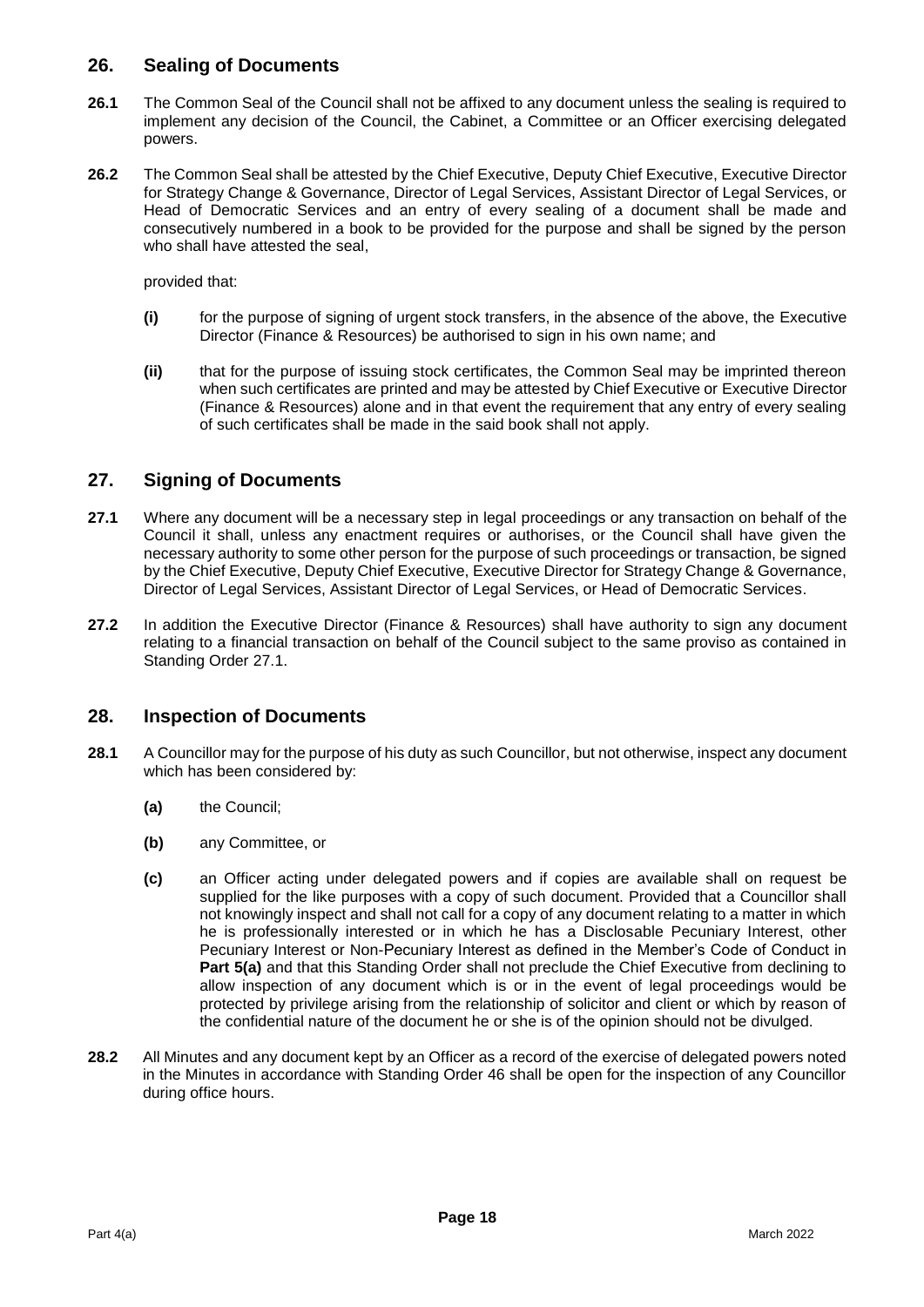## 26. Sealing of Documents

**26.1** The Common Seal of the Council shall not be affixed to any document unless the sealing is required to implement any decision of the Council, the Cabinet, a Committee or an Officer exercising delegated powers.

**26.2** The Common Seal shall be attested by the Chief Executive, Deputy Chief Executive, Executive Director for Strategy Change & Governance, Director of Legal Services, Assistant Director of Legal Services, or Head of Democratic Services and an entry of every sealing of a document shall be made and consecutively numbered in a book to be provided for the purpose and shall be signed by the person who shall have attested the seal,

provided that:

**(i)** for the purpose of signing of urgent stock transfers, in the absence of the above, the Executive Director (Finance & Resources) be authorised to sign in his own name; and

**(ii)** that for the purpose of issuing stock certificates, the Common Seal may be imprinted thereon when such certificates are printed and may be attested by Chief Executive or Executive Director (Finance & Resources) alone and in that event the requirement that any entry of every sealing of such certificates shall be made in the said book shall not apply.

## 27. Signing of Documents

**27.1** Where any document will be a necessary step in legal proceedings or any transaction on behalf of the Council it shall, unless any enactment requires or authorises, or the Council shall have given the necessary authority to some other person for the purpose of such proceedings or transaction, be signed by the Chief Executive, Deputy Chief Executive, Executive Director for Strategy Change & Governance, Director of Legal Services, Assistant Director of Legal Services, or Head of Democratic Services.

**27.2** In addition the Executive Director (Finance & Resources) shall have authority to sign any document relating to a financial transaction on behalf of the Council subject to the same proviso as contained in Standing Order 27.1.

## 28. Inspection of Documents

**28.1** A Councillor may for the purpose of his duty as such Councillor, but not otherwise, inspect any document which has been considered by:

**(a)** the Council;

**(b)** any Committee, or

**(c)** an Officer acting under delegated powers and if copies are available shall on request be supplied for the like purposes with a copy of such document. Provided that a Councillor shall not knowingly inspect and shall not call for a copy of any document relating to a matter in which he is professionally interested or in which he has a Disclosable Pecuniary Interest, other Pecuniary Interest or Non-Pecuniary Interest as defined in the Member's Code of Conduct in **Part 5(a)** and that this Standing Order shall not preclude the Chief Executive from declining to allow inspection of any document which is or in the event of legal proceedings would be protected by privilege arising from the relationship of solicitor and client or which by reason of the confidential nature of the document he or she is of the opinion should not be divulged.

**28.2** All Minutes and any document kept by an Officer as a record of the exercise of delegated powers noted in the Minutes in accordance with Standing Order 46 shall be open for the inspection of any Councillor during office hours.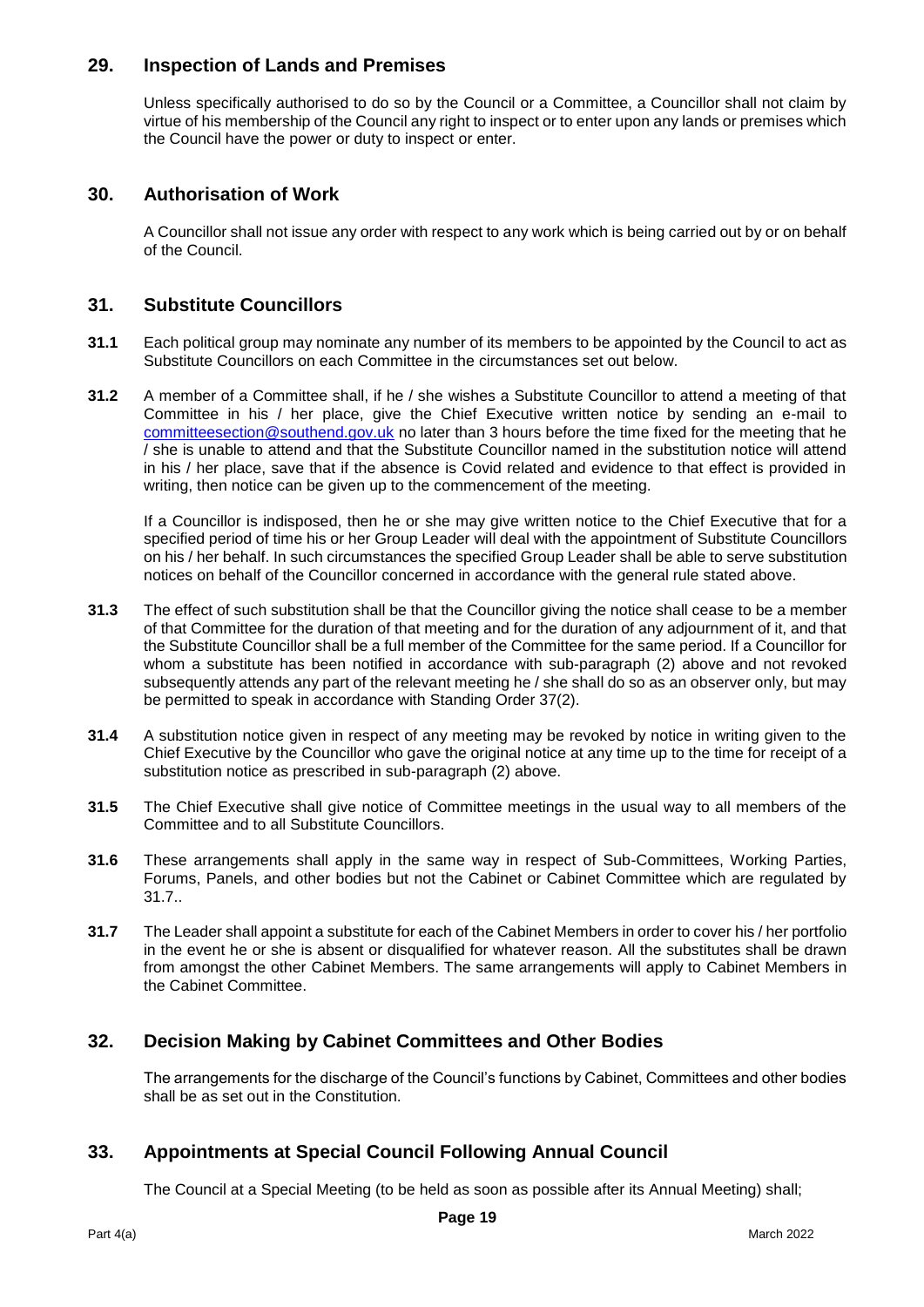## 29. Inspection of Lands and Premises

Unless specifically authorised to do so by the Council or a Committee, a Councillor shall not claim by virtue of his membership of the Council any right to inspect or to enter upon any lands or premises which the Council have the power or duty to inspect or enter.

## 30. Authorisation of Work

A Councillor shall not issue any order with respect to any work which is being carried out by or on behalf of the Council.

## 31. Substitute Councillors

**31.1** Each political group may nominate any number of its members to be appointed by the Council to act as Substitute Councillors on each Committee in the circumstances set out below.

**31.2** A member of a Committee shall, if he / she wishes a Substitute Councillor to attend a meeting of that Committee in his / her place, give the Chief Executive written notice by sending an e-mail to committeesection@southend.gov.uk no later than 3 hours before the time fixed for the meeting that he / she is unable to attend and that the Substitute Councillor named in the substitution notice will attend in his / her place, save that if the absence is Covid related and evidence to that effect is provided in writing, then notice can be given up to the commencement of the meeting.

If a Councillor is indisposed, then he or she may give written notice to the Chief Executive that for a specified period of time his or her Group Leader will deal with the appointment of Substitute Councillors on his / her behalf. In such circumstances the specified Group Leader shall be able to serve substitution notices on behalf of the Councillor concerned in accordance with the general rule stated above.

**31.3** The effect of such substitution shall be that the Councillor giving the notice shall cease to be a member of that Committee for the duration of that meeting and for the duration of any adjournment of it, and that the Substitute Councillor shall be a full member of the Committee for the same period. If a Councillor for whom a substitute has been notified in accordance with sub-paragraph (2) above and not revoked subsequently attends any part of the relevant meeting he / she shall do so as an observer only, but may be permitted to speak in accordance with Standing Order 37(2).

**31.4** A substitution notice given in respect of any meeting may be revoked by notice in writing given to the Chief Executive by the Councillor who gave the original notice at any time up to the time for receipt of a substitution notice as prescribed in sub-paragraph (2) above.

**31.5** The Chief Executive shall give notice of Committee meetings in the usual way to all members of the Committee and to all Substitute Councillors.

**31.6** These arrangements shall apply in the same way in respect of Sub-Committees, Working Parties, Forums, Panels, and other bodies but not the Cabinet or Cabinet Committee which are regulated by 31.7..

**31.7** The Leader shall appoint a substitute for each of the Cabinet Members in order to cover his / her portfolio in the event he or she is absent or disqualified for whatever reason. All the substitutes shall be drawn from amongst the other Cabinet Members. The same arrangements will apply to Cabinet Members in the Cabinet Committee.

## 32. Decision Making by Cabinet Committees and Other Bodies

The arrangements for the discharge of the Council's functions by Cabinet, Committees and other bodies shall be as set out in the Constitution.

## 33. Appointments at Special Council Following Annual Council

The Council at a Special Meeting (to be held as soon as possible after its Annual Meeting) shall;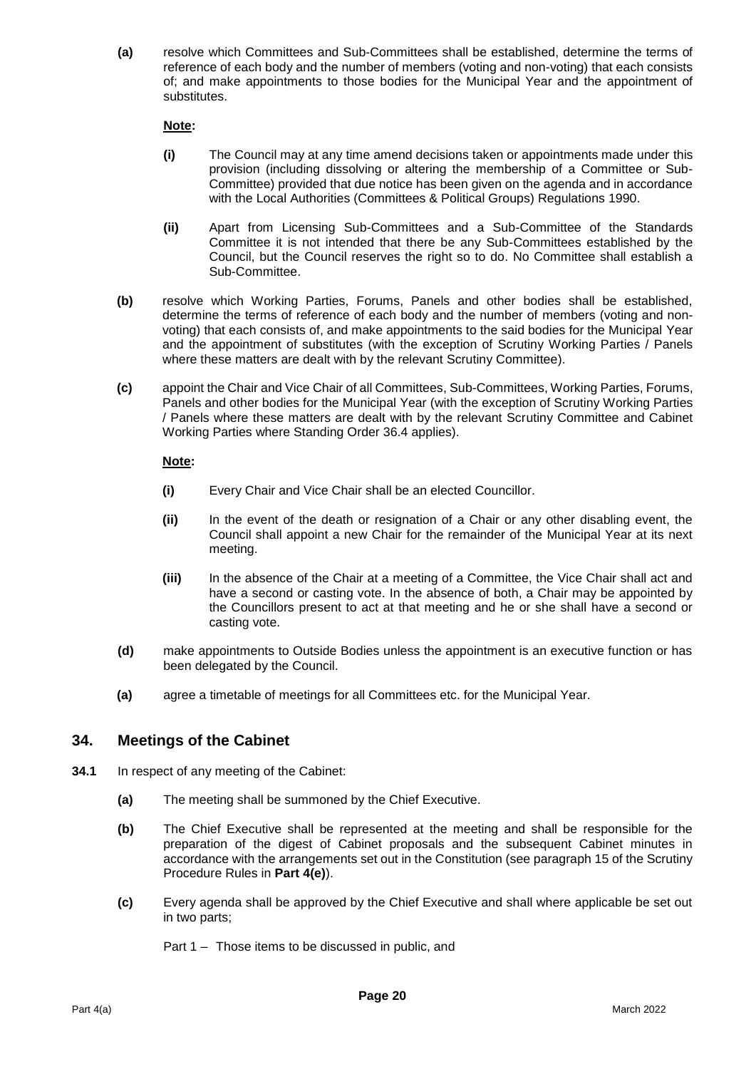**(a)** resolve which Committees and Sub-Committees shall be established, determine the terms of reference of each body and the number of members (voting and non-voting) that each consists of; and make appointments to those bodies for the Municipal Year and the appointment of substitutes.

**Note:**

**(i)** The Council may at any time amend decisions taken or appointments made under this provision (including dissolving or altering the membership of a Committee or Sub-Committee) provided that due notice has been given on the agenda and in accordance with the Local Authorities (Committees & Political Groups) Regulations 1990.

**(ii)** Apart from Licensing Sub-Committees and a Sub-Committee of the Standards Committee it is not intended that there be any Sub-Committees established by the Council, but the Council reserves the right so to do. No Committee shall establish a Sub-Committee.

**(b)** resolve which Working Parties, Forums, Panels and other bodies shall be established, determine the terms of reference of each body and the number of members (voting and non-voting) that each consists of, and make appointments to the said bodies for the Municipal Year and the appointment of substitutes (with the exception of Scrutiny Working Parties / Panels where these matters are dealt with by the relevant Scrutiny Committee).

**(c)** appoint the Chair and Vice Chair of all Committees, Sub-Committees, Working Parties, Forums, Panels and other bodies for the Municipal Year (with the exception of Scrutiny Working Parties / Panels where these matters are dealt with by the relevant Scrutiny Committee and Cabinet Working Parties where Standing Order 36.4 applies).

**Note:**

**(i)** Every Chair and Vice Chair shall be an elected Councillor.

**(ii)** In the event of the death or resignation of a Chair or any other disabling event, the Council shall appoint a new Chair for the remainder of the Municipal Year at its next meeting.

**(iii)** In the absence of the Chair at a meeting of a Committee, the Vice Chair shall act and have a second or casting vote. In the absence of both, a Chair may be appointed by the Councillors present to act at that meeting and he or she shall have a second or casting vote.

**(d)** make appointments to Outside Bodies unless the appointment is an executive function or has been delegated by the Council.

**(a)** agree a timetable of meetings for all Committees etc. for the Municipal Year.

## 34. Meetings of the Cabinet

**34.1** In respect of any meeting of the Cabinet:

**(a)** The meeting shall be summoned by the Chief Executive.

**(b)** The Chief Executive shall be represented at the meeting and shall be responsible for the preparation of the digest of Cabinet proposals and the subsequent Cabinet minutes in accordance with the arrangements set out in the Constitution (see paragraph 15 of the Scrutiny Procedure Rules in **Part 4(e)**).

**(c)** Every agenda shall be approved by the Chief Executive and shall where applicable be set out in two parts;

Part 1 – Those items to be discussed in public, and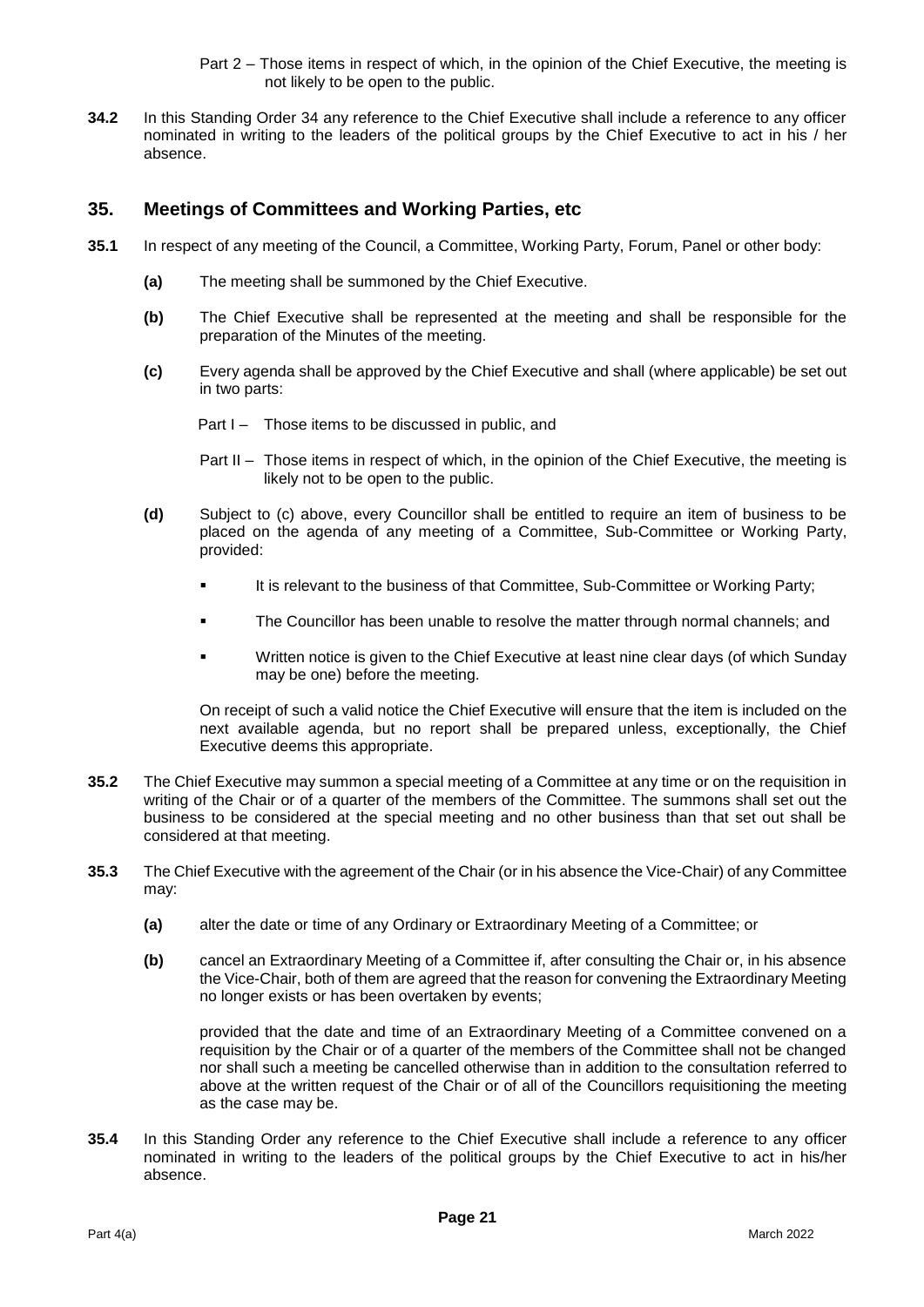Part 2 – Those items in respect of which, in the opinion of the Chief Executive, the meeting is not likely to be open to the public.

**34.2** In this Standing Order 34 any reference to the Chief Executive shall include a reference to any officer nominated in writing to the leaders of the political groups by the Chief Executive to act in his / her absence.

## 35. Meetings of Committees and Working Parties, etc

**35.1** In respect of any meeting of the Council, a Committee, Working Party, Forum, Panel or other body:

**(a)** The meeting shall be summoned by the Chief Executive.

**(b)** The Chief Executive shall be represented at the meeting and shall be responsible for the preparation of the Minutes of the meeting.

**(c)** Every agenda shall be approved by the Chief Executive and shall (where applicable) be set out in two parts:

Part I – Those items to be discussed in public, and

Part II – Those items in respect of which, in the opinion of the Chief Executive, the meeting is likely not to be open to the public.

**(d)** Subject to (c) above, every Councillor shall be entitled to require an item of business to be placed on the agenda of any meeting of a Committee, Sub-Committee or Working Party, provided:

- It is relevant to the business of that Committee, Sub-Committee or Working Party;
- The Councillor has been unable to resolve the matter through normal channels; and
- Written notice is given to the Chief Executive at least nine clear days (of which Sunday may be one) before the meeting.

On receipt of such a valid notice the Chief Executive will ensure that the item is included on the next available agenda, but no report shall be prepared unless, exceptionally, the Chief Executive deems this appropriate.

**35.2** The Chief Executive may summon a special meeting of a Committee at any time or on the requisition in writing of the Chair or of a quarter of the members of the Committee. The summons shall set out the business to be considered at the special meeting and no other business than that set out shall be considered at that meeting.

**35.3** The Chief Executive with the agreement of the Chair (or in his absence the Vice-Chair) of any Committee may:

**(a)** alter the date or time of any Ordinary or Extraordinary Meeting of a Committee; or

**(b)** cancel an Extraordinary Meeting of a Committee if, after consulting the Chair or, in his absence the Vice-Chair, both of them are agreed that the reason for convening the Extraordinary Meeting no longer exists or has been overtaken by events;

provided that the date and time of an Extraordinary Meeting of a Committee convened on a requisition by the Chair or of a quarter of the members of the Committee shall not be changed nor shall such a meeting be cancelled otherwise than in addition to the consultation referred to above at the written request of the Chair or of all of the Councillors requisitioning the meeting as the case may be.

**35.4** In this Standing Order any reference to the Chief Executive shall include a reference to any officer nominated in writing to the leaders of the political groups by the Chief Executive to act in his/her absence.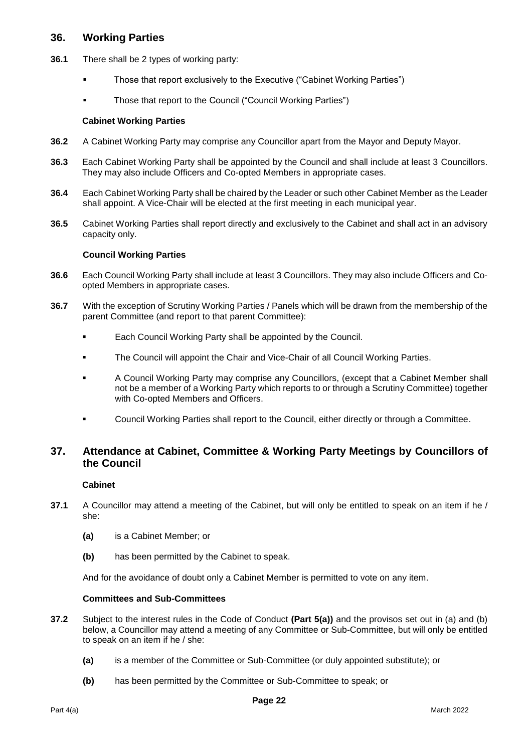## 36. Working Parties

**36.1** There shall be 2 types of working party:

- Those that report exclusively to the Executive ("Cabinet Working Parties")
- Those that report to the Council ("Council Working Parties")

**Cabinet Working Parties**

**36.2** A Cabinet Working Party may comprise any Councillor apart from the Mayor and Deputy Mayor.

**36.3** Each Cabinet Working Party shall be appointed by the Council and shall include at least 3 Councillors. They may also include Officers and Co-opted Members in appropriate cases.

**36.4** Each Cabinet Working Party shall be chaired by the Leader or such other Cabinet Member as the Leader shall appoint. A Vice-Chair will be elected at the first meeting in each municipal year.

**36.5** Cabinet Working Parties shall report directly and exclusively to the Cabinet and shall act in an advisory capacity only.

**Council Working Parties**

**36.6** Each Council Working Party shall include at least 3 Councillors. They may also include Officers and Co-opted Members in appropriate cases.

**36.7** With the exception of Scrutiny Working Parties / Panels which will be drawn from the membership of the parent Committee (and report to that parent Committee):

- Each Council Working Party shall be appointed by the Council.
- The Council will appoint the Chair and Vice-Chair of all Council Working Parties.
- A Council Working Party may comprise any Councillors, (except that a Cabinet Member shall not be a member of a Working Party which reports to or through a Scrutiny Committee) together with Co-opted Members and Officers.
- Council Working Parties shall report to the Council, either directly or through a Committee.

## 37. Attendance at Cabinet, Committee & Working Party Meetings by Councillors of the Council

**Cabinet**

**37.1** A Councillor may attend a meeting of the Cabinet, but will only be entitled to speak on an item if he / she:

**(a)** is a Cabinet Member; or

**(b)** has been permitted by the Cabinet to speak.

And for the avoidance of doubt only a Cabinet Member is permitted to vote on any item.

**Committees and Sub-Committees**

**37.2** Subject to the interest rules in the Code of Conduct **(Part 5(a))** and the provisos set out in (a) and (b) below, a Councillor may attend a meeting of any Committee or Sub-Committee, but will only be entitled to speak on an item if he / she:

**(a)** is a member of the Committee or Sub-Committee (or duly appointed substitute); or

**(b)** has been permitted by the Committee or Sub-Committee to speak; or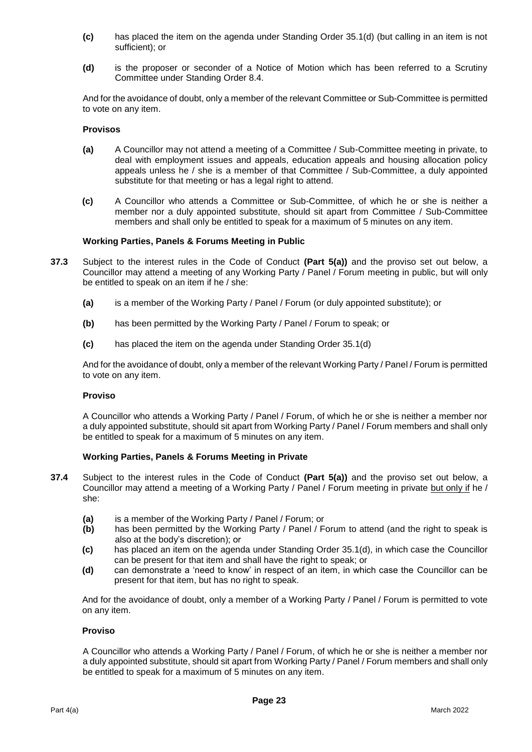**(c)** has placed the item on the agenda under Standing Order 35.1(d) (but calling in an item is not sufficient); or

**(d)** is the proposer or seconder of a Notice of Motion which has been referred to a Scrutiny Committee under Standing Order 8.4.

And for the avoidance of doubt, only a member of the relevant Committee or Sub-Committee is permitted to vote on any item.

**Provisos**

**(a)** A Councillor may not attend a meeting of a Committee / Sub-Committee meeting in private, to deal with employment issues and appeals, education appeals and housing allocation policy appeals unless he / she is a member of that Committee / Sub-Committee, a duly appointed substitute for that meeting or has a legal right to attend.

**(c)** A Councillor who attends a Committee or Sub-Committee, of which he or she is neither a member nor a duly appointed substitute, should sit apart from Committee / Sub-Committee members and shall only be entitled to speak for a maximum of 5 minutes on any item.

**Working Parties, Panels & Forums Meeting in Public**

**37.3** Subject to the interest rules in the Code of Conduct **(Part 5(a))** and the proviso set out below, a Councillor may attend a meeting of any Working Party / Panel / Forum meeting in public, but will only be entitled to speak on an item if he / she:

**(a)** is a member of the Working Party / Panel / Forum (or duly appointed substitute); or

**(b)** has been permitted by the Working Party / Panel / Forum to speak; or

**(c)** has placed the item on the agenda under Standing Order 35.1(d)

And for the avoidance of doubt, only a member of the relevant Working Party / Panel / Forum is permitted to vote on any item.

**Proviso**

A Councillor who attends a Working Party / Panel / Forum, of which he or she is neither a member nor a duly appointed substitute, should sit apart from Working Party / Panel / Forum members and shall only be entitled to speak for a maximum of 5 minutes on any item.

**Working Parties, Panels & Forums Meeting in Private**

**37.4** Subject to the interest rules in the Code of Conduct **(Part 5(a))** and the proviso set out below, a Councillor may attend a meeting of a Working Party / Panel / Forum meeting in private but only if he / she:

**(a)** is a member of the Working Party / Panel / Forum; or
**(b)** has been permitted by the Working Party / Panel / Forum to attend (and the right to speak is also at the body's discretion); or
**(c)** has placed an item on the agenda under Standing Order 35.1(d), in which case the Councillor can be present for that item and shall have the right to speak; or
**(d)** can demonstrate a 'need to know' in respect of an item, in which case the Councillor can be present for that item, but has no right to speak.

And for the avoidance of doubt, only a member of a Working Party / Panel / Forum is permitted to vote on any item.

**Proviso**

A Councillor who attends a Working Party / Panel / Forum, of which he or she is neither a member nor a duly appointed substitute, should sit apart from Working Party / Panel / Forum members and shall only be entitled to speak for a maximum of 5 minutes on any item.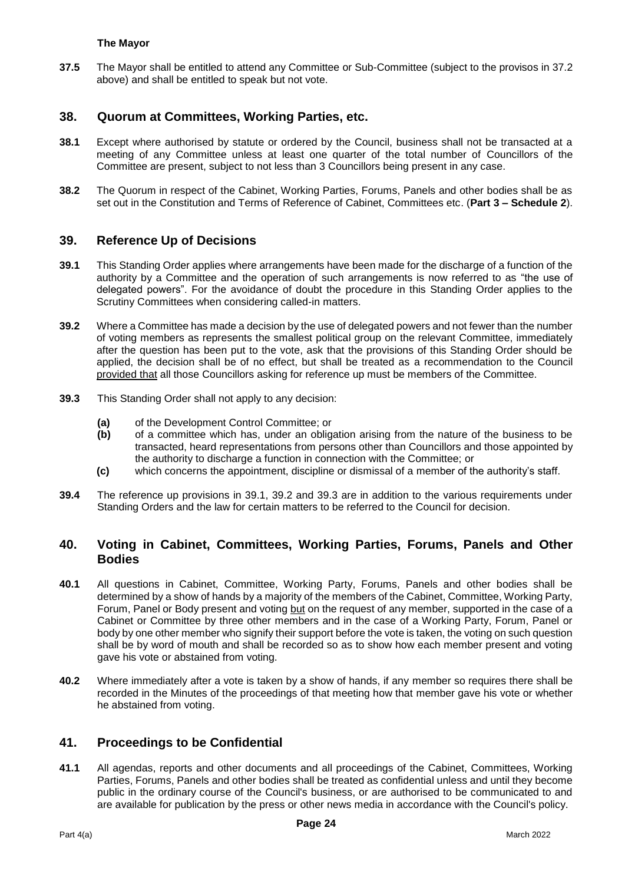**The Mayor**

**37.5** The Mayor shall be entitled to attend any Committee or Sub-Committee (subject to the provisos in 37.2 above) and shall be entitled to speak but not vote.

## 38. Quorum at Committees, Working Parties, etc.

**38.1** Except where authorised by statute or ordered by the Council, business shall not be transacted at a meeting of any Committee unless at least one quarter of the total number of Councillors of the Committee are present, subject to not less than 3 Councillors being present in any case.

**38.2** The Quorum in respect of the Cabinet, Working Parties, Forums, Panels and other bodies shall be as set out in the Constitution and Terms of Reference of Cabinet, Committees etc. (**Part 3 – Schedule 2**).

## 39. Reference Up of Decisions

**39.1** This Standing Order applies where arrangements have been made for the discharge of a function of the authority by a Committee and the operation of such arrangements is now referred to as "the use of delegated powers". For the avoidance of doubt the procedure in this Standing Order applies to the Scrutiny Committees when considering called-in matters.

**39.2** Where a Committee has made a decision by the use of delegated powers and not fewer than the number of voting members as represents the smallest political group on the relevant Committee, immediately after the question has been put to the vote, ask that the provisions of this Standing Order should be applied, the decision shall be of no effect, but shall be treated as a recommendation to the Council provided that all those Councillors asking for reference up must be members of the Committee.

**39.3** This Standing Order shall not apply to any decision:

- **(a)** of the Development Control Committee; or
- **(b)** of a committee which has, under an obligation arising from the nature of the business to be transacted, heard representations from persons other than Councillors and those appointed by the authority to discharge a function in connection with the Committee; or
- **(c)** which concerns the appointment, discipline or dismissal of a member of the authority's staff.

**39.4** The reference up provisions in 39.1, 39.2 and 39.3 are in addition to the various requirements under Standing Orders and the law for certain matters to be referred to the Council for decision.

## 40. Voting in Cabinet, Committees, Working Parties, Forums, Panels and Other Bodies

**40.1** All questions in Cabinet, Committee, Working Party, Forums, Panels and other bodies shall be determined by a show of hands by a majority of the members of the Cabinet, Committee, Working Party, Forum, Panel or Body present and voting but on the request of any member, supported in the case of a Cabinet or Committee by three other members and in the case of a Working Party, Forum, Panel or body by one other member who signify their support before the vote is taken, the voting on such question shall be by word of mouth and shall be recorded so as to show how each member present and voting gave his vote or abstained from voting.

**40.2** Where immediately after a vote is taken by a show of hands, if any member so requires there shall be recorded in the Minutes of the proceedings of that meeting how that member gave his vote or whether he abstained from voting.

## 41. Proceedings to be Confidential

**41.1** All agendas, reports and other documents and all proceedings of the Cabinet, Committees, Working Parties, Forums, Panels and other bodies shall be treated as confidential unless and until they become public in the ordinary course of the Council's business, or are authorised to be communicated to and are available for publication by the press or other news media in accordance with the Council's policy.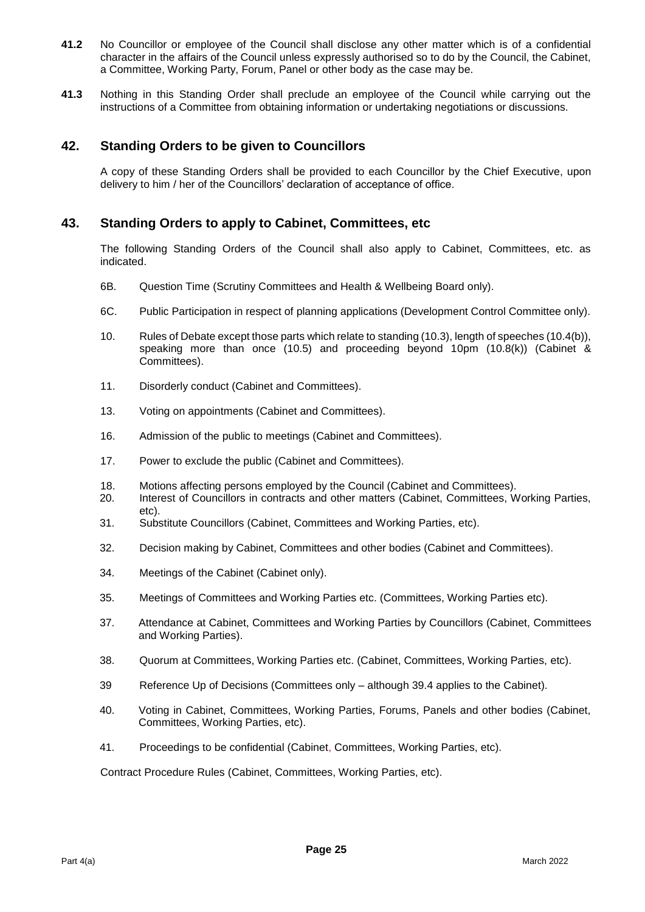**41.2** No Councillor or employee of the Council shall disclose any other matter which is of a confidential character in the affairs of the Council unless expressly authorised so to do by the Council, the Cabinet, a Committee, Working Party, Forum, Panel or other body as the case may be.

**41.3** Nothing in this Standing Order shall preclude an employee of the Council while carrying out the instructions of a Committee from obtaining information or undertaking negotiations or discussions.

## 42. Standing Orders to be given to Councillors

A copy of these Standing Orders shall be provided to each Councillor by the Chief Executive, upon delivery to him / her of the Councillors' declaration of acceptance of office.

## 43. Standing Orders to apply to Cabinet, Committees, etc

The following Standing Orders of the Council shall also apply to Cabinet, Committees, etc. as indicated.

6B. Question Time (Scrutiny Committees and Health & Wellbeing Board only).

6C. Public Participation in respect of planning applications (Development Control Committee only).

10. Rules of Debate except those parts which relate to standing (10.3), length of speeches (10.4(b)), speaking more than once (10.5) and proceeding beyond 10pm (10.8(k)) (Cabinet & Committees).

11. Disorderly conduct (Cabinet and Committees).

13. Voting on appointments (Cabinet and Committees).

16. Admission of the public to meetings (Cabinet and Committees).

17. Power to exclude the public (Cabinet and Committees).

18. Motions affecting persons employed by the Council (Cabinet and Committees).

20. Interest of Councillors in contracts and other matters (Cabinet, Committees, Working Parties, etc).

31. Substitute Councillors (Cabinet, Committees and Working Parties, etc).

32. Decision making by Cabinet, Committees and other bodies (Cabinet and Committees).

34. Meetings of the Cabinet (Cabinet only).

35. Meetings of Committees and Working Parties etc. (Committees, Working Parties etc).

37. Attendance at Cabinet, Committees and Working Parties by Councillors (Cabinet, Committees and Working Parties).

38. Quorum at Committees, Working Parties etc. (Cabinet, Committees, Working Parties, etc).

39 Reference Up of Decisions (Committees only – although 39.4 applies to the Cabinet).

40. Voting in Cabinet, Committees, Working Parties, Forums, Panels and other bodies (Cabinet, Committees, Working Parties, etc).

41. Proceedings to be confidential (Cabinet, Committees, Working Parties, etc).

Contract Procedure Rules (Cabinet, Committees, Working Parties, etc).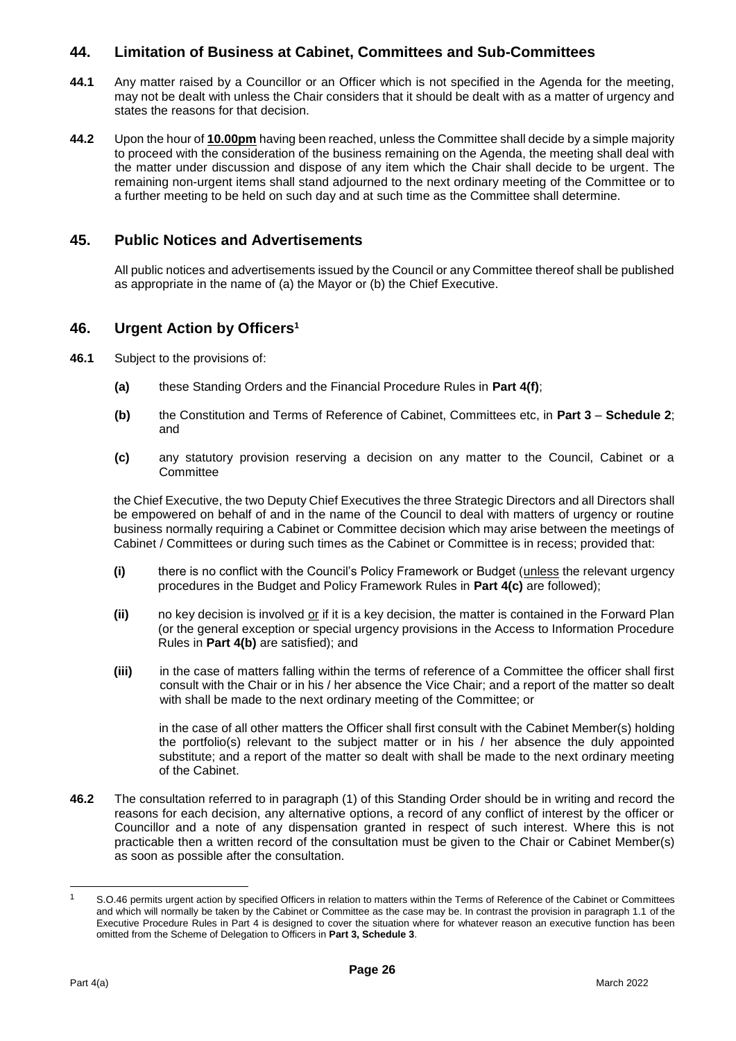## 44. Limitation of Business at Cabinet, Committees and Sub-Committees

**44.1** Any matter raised by a Councillor or an Officer which is not specified in the Agenda for the meeting, may not be dealt with unless the Chair considers that it should be dealt with as a matter of urgency and states the reasons for that decision.

**44.2** Upon the hour of **10.00pm** having been reached, unless the Committee shall decide by a simple majority to proceed with the consideration of the business remaining on the Agenda, the meeting shall deal with the matter under discussion and dispose of any item which the Chair shall decide to be urgent. The remaining non-urgent items shall stand adjourned to the next ordinary meeting of the Committee or to a further meeting to be held on such day and at such time as the Committee shall determine.

## 45. Public Notices and Advertisements

All public notices and advertisements issued by the Council or any Committee thereof shall be published as appropriate in the name of (a) the Mayor or (b) the Chief Executive.

## 46. Urgent Action by Officers[1]

**46.1** Subject to the provisions of:

**(a)** these Standing Orders and the Financial Procedure Rules in **Part 4(f)**;

**(b)** the Constitution and Terms of Reference of Cabinet, Committees etc, in **Part 3** – **Schedule 2**; and

**(c)** any statutory provision reserving a decision on any matter to the Council, Cabinet or a Committee

the Chief Executive, the two Deputy Chief Executives the three Strategic Directors and all Directors shall be empowered on behalf of and in the name of the Council to deal with matters of urgency or routine business normally requiring a Cabinet or Committee decision which may arise between the meetings of Cabinet / Committees or during such times as the Cabinet or Committee is in recess; provided that:

**(i)** there is no conflict with the Council's Policy Framework or Budget (unless the relevant urgency procedures in the Budget and Policy Framework Rules in **Part 4(c)** are followed);

**(ii)** no key decision is involved or if it is a key decision, the matter is contained in the Forward Plan (or the general exception or special urgency provisions in the Access to Information Procedure Rules in **Part 4(b)** are satisfied); and

**(iii)** in the case of matters falling within the terms of reference of a Committee the officer shall first consult with the Chair or in his / her absence the Vice Chair; and a report of the matter so dealt with shall be made to the next ordinary meeting of the Committee; or

in the case of all other matters the Officer shall first consult with the Cabinet Member(s) holding the portfolio(s) relevant to the subject matter or in his / her absence the duly appointed substitute; and a report of the matter so dealt with shall be made to the next ordinary meeting of the Cabinet.

**46.2** The consultation referred to in paragraph (1) of this Standing Order should be in writing and record the reasons for each decision, any alternative options, a record of any conflict of interest by the officer or Councillor and a note of any dispensation granted in respect of such interest. Where this is not practicable then a written record of the consultation must be given to the Chair or Cabinet Member(s) as soon as possible after the consultation.

---

[1] S.O.46 permits urgent action by specified Officers in relation to matters within the Terms of Reference of the Cabinet or Committees and which will normally be taken by the Cabinet or Committee as the case may be. In contrast the provision in paragraph 1.1 of the Executive Procedure Rules in Part 4 is designed to cover the situation where for whatever reason an executive function has been omitted from the Scheme of Delegation to Officers in **Part 3, Schedule 3**.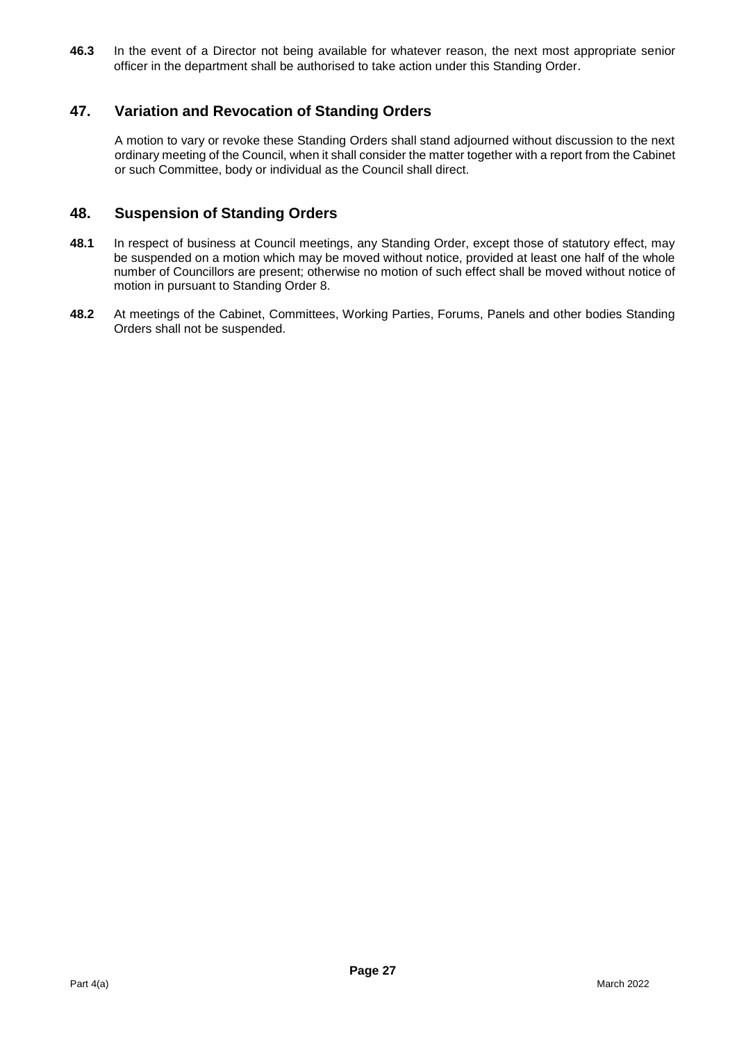**46.3** In the event of a Director not being available for whatever reason, the next most appropriate senior officer in the department shall be authorised to take action under this Standing Order.

## 47. Variation and Revocation of Standing Orders

A motion to vary or revoke these Standing Orders shall stand adjourned without discussion to the next ordinary meeting of the Council, when it shall consider the matter together with a report from the Cabinet or such Committee, body or individual as the Council shall direct.

## 48. Suspension of Standing Orders

**48.1** In respect of business at Council meetings, any Standing Order, except those of statutory effect, may be suspended on a motion which may be moved without notice, provided at least one half of the whole number of Councillors are present; otherwise no motion of such effect shall be moved without notice of motion in pursuant to Standing Order 8.

**48.2** At meetings of the Cabinet, Committees, Working Parties, Forums, Panels and other bodies Standing Orders shall not be suspended.